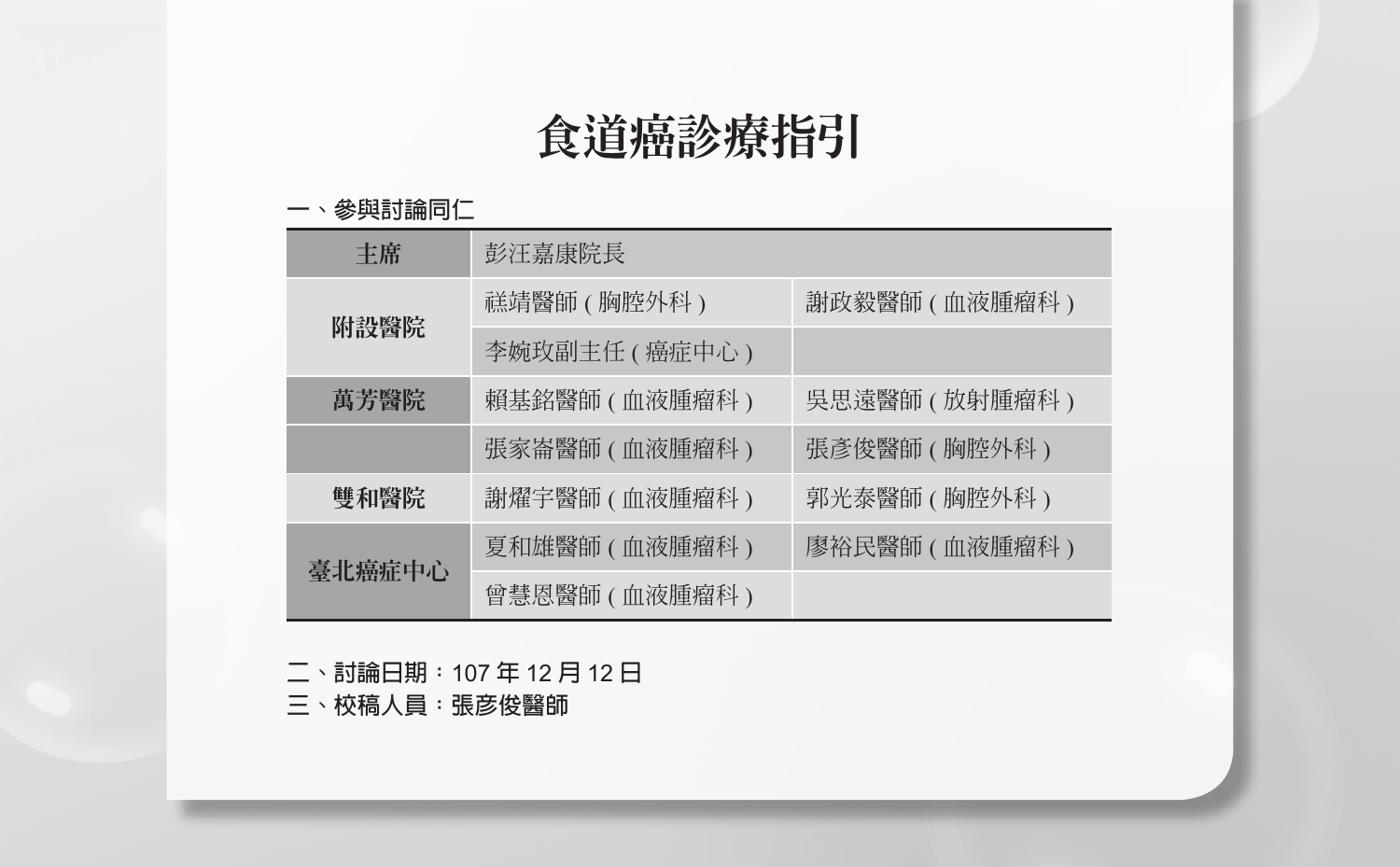# 食道癌診療指引

## 一、參與討論同仁

| 主席 | 彭汪嘉康院長 | |
|---|---|---|
| 附設醫院 | 禚靖醫師 ( 胸腔外科 ) | 謝政毅醫師 ( 血液腫瘤科 ) |
| | 李婉玫副主任 ( 癌症中心 ) | |
| 萬芳醫院 | 賴基銘醫師 ( 血液腫瘤科 ) | 吳思遠醫師 ( 放射腫瘤科 ) |
| | 張家崙醫師 ( 血液腫瘤科 ) | 張彥俊醫師 ( 胸腔外科 ) |
| 雙和醫院 | 謝燿宇醫師 ( 血液腫瘤科 ) | 郭光泰醫師 ( 胸腔外科 ) |
| 臺北癌症中心 | 夏和雄醫師 ( 血液腫瘤科 ) | 廖裕民醫師 ( 血液腫瘤科 ) |
| | 曾慧恩醫師 ( 血液腫瘤科 ) | |

二、討論日期：107 年 12 月 12 日

三、校稿人員：張彥俊醫師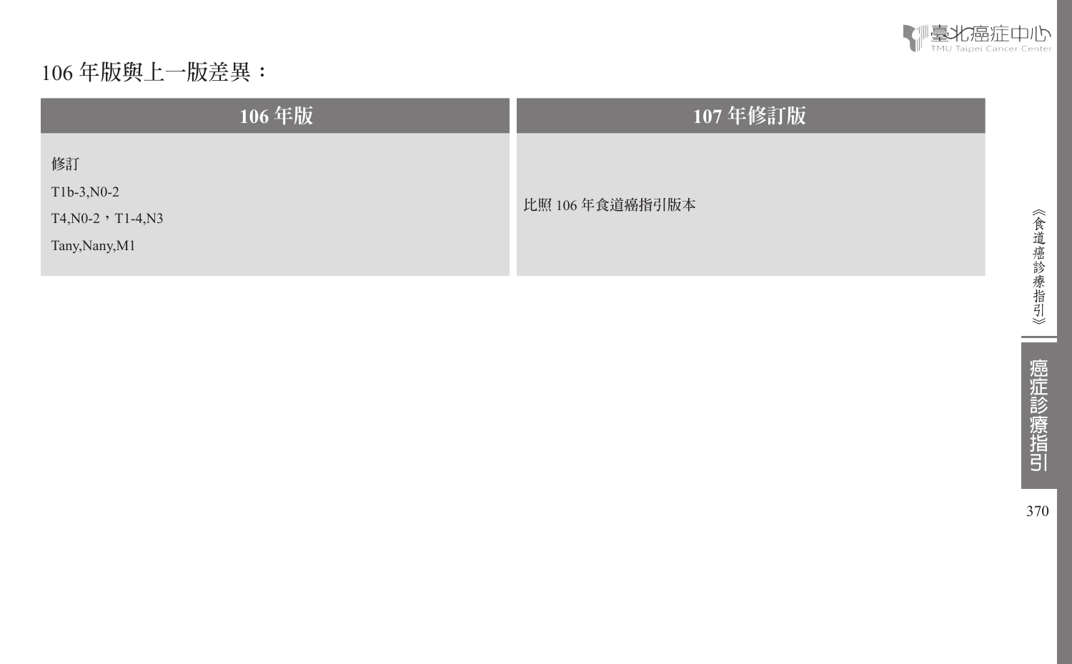106 年版與上一版差異：

| 106 年版 | 107 年修訂版 |
| --- | --- |
| 修訂<br>T1b-3,N0-2<br>T4,N0-2，T1-4,N3<br>Tany,Nany,M1 | 比照 106 年食道癌指引版本 |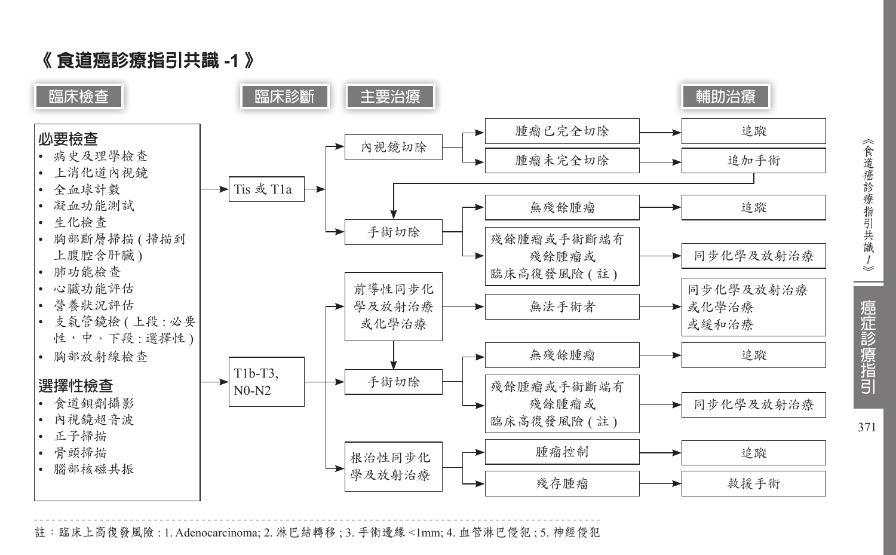# 《食道癌診療指引共識 -1》

**臨床檢查** → **臨床診斷** → **主要治療** → **輔助治療**

## 臨床檢查

**必要檢查**

- 病史及理學檢查
- 上消化道內視鏡
- 全血球計數
- 凝血功能測試
- 生化檢查
- 胸部斷層掃描(掃描到上腹腔含肝臟)
- 肺功能檢查
- 心臟功能評估
- 營養狀況評估
- 支氣管鏡檢(上段:必要性，中、下段:選擇性)
- 胸部放射線檢查

**選擇性檢查**

- 食道鋇劑攝影
- 內視鏡超音波
- 正子掃描
- 骨頭掃描
- 腦部核磁共振

## 臨床診斷及治療

**Tis 或 T1a**

- 內視鏡切除
  - 腫瘤已完全切除 → 追蹤
  - 腫瘤未完全切除 → 追加手術 → 手術切除
- 手術切除
  - 無殘餘腫瘤 → 追蹤
  - 殘餘腫瘤或手術斷端有殘餘腫瘤或臨床高復發風險(註) → 同步化學及放射治療

**T1b-T3, N0-N2**

- 前導性同步化學及放射治療或化學治療
  - 無法手術者 → 同步化學及放射治療或化學治療或緩和治療
  - → 手術切除
- 手術切除
  - 無殘餘腫瘤 → 追蹤
  - 殘餘腫瘤或手術斷端有殘餘腫瘤或臨床高復發風險(註) → 同步化學及放射治療
- 根治性同步化學及放射治療
  - 腫瘤控制 → 追蹤
  - 殘存腫瘤 → 救援手術

---

註：臨床上高復發風險 : 1. Adenocarcinoma; 2. 淋巴結轉移 ; 3. 手術邊緣 <1mm; 4. 血管淋巴侵犯 ; 5. 神經侵犯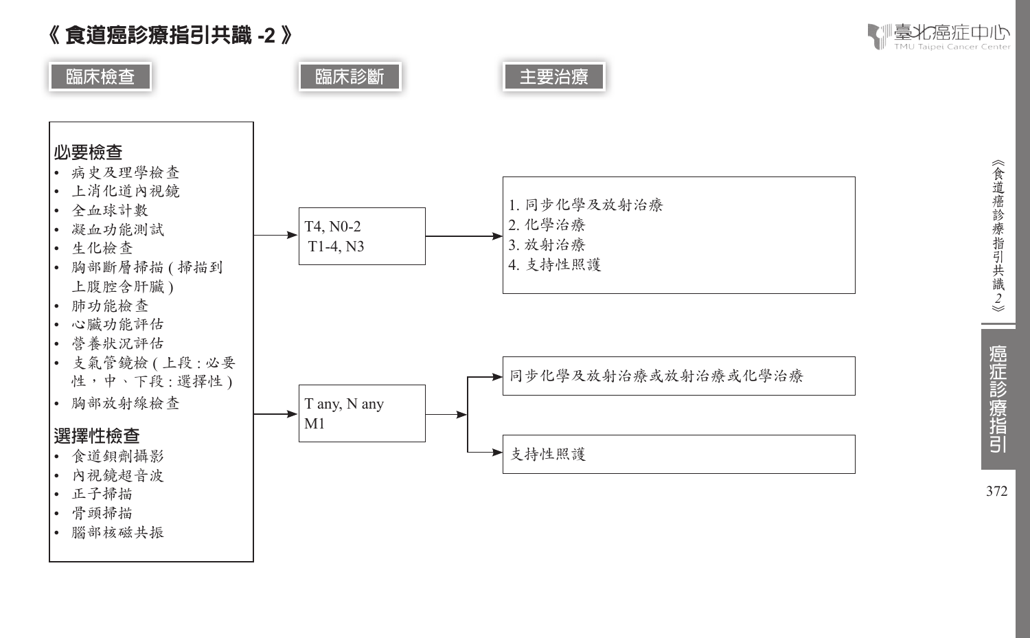# 《食道癌診療指引共識 -2》

**臨床檢查** → **臨床診斷** → **主要治療**

### 必要檢查

- 病史及理學檢查
- 上消化道內視鏡
- 全血球計數
- 凝血功能測試
- 生化檢查
- 胸部斷層掃描 (掃描到上腹腔含肝臟)
- 肺功能檢查
- 心臟功能評估
- 營養狀況評估
- 支氣管鏡檢 (上段 : 必要性，中、下段 : 選擇性)
- 胸部放射線檢查

### 選擇性檢查

- 食道鋇劑攝影
- 內視鏡超音波
- 正子掃描
- 骨頭掃描
- 腦部核磁共振

**T4, N0-2 / T1-4, N3** →

1. 同步化學及放射治療
2. 化學治療
3. 放射治療
4. 支持性照護

**T any, N any M1** →

- 同步化學及放射治療或放射治療或化學治療
- 支持性照護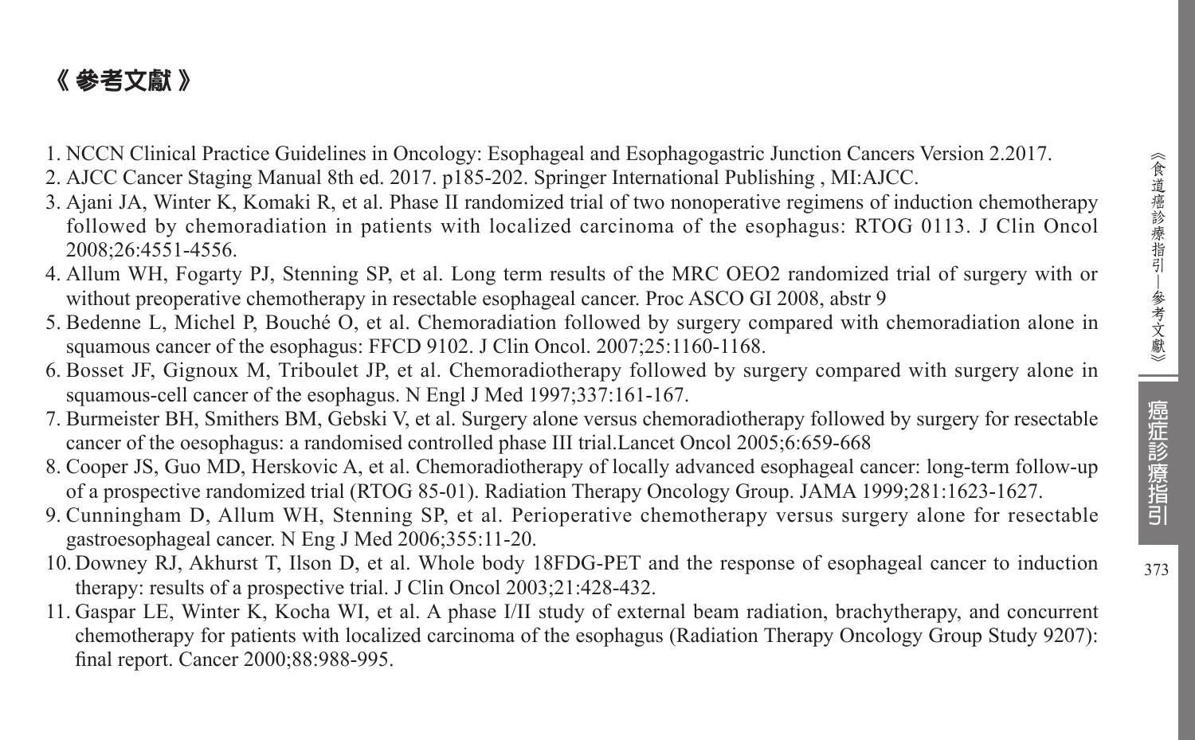# 《 參考文獻 》

1. NCCN Clinical Practice Guidelines in Oncology: Esophageal and Esophagogastric Junction Cancers Version 2.2017.
2. AJCC Cancer Staging Manual 8th ed. 2017. p185-202. Springer International Publishing , MI:AJCC.
3. Ajani JA, Winter K, Komaki R, et al. Phase II randomized trial of two nonoperative regimens of induction chemotherapy followed by chemoradiation in patients with localized carcinoma of the esophagus: RTOG 0113. J Clin Oncol 2008;26:4551-4556.
4. Allum WH, Fogarty PJ, Stenning SP, et al. Long term results of the MRC OEO2 randomized trial of surgery with or without preoperative chemotherapy in resectable esophageal cancer. Proc ASCO GI 2008, abstr 9
5. Bedenne L, Michel P, Bouché O, et al. Chemoradiation followed by surgery compared with chemoradiation alone in squamous cancer of the esophagus: FFCD 9102. J Clin Oncol. 2007;25:1160-1168.
6. Bosset JF, Gignoux M, Triboulet JP, et al. Chemoradiotherapy followed by surgery compared with surgery alone in squamous-cell cancer of the esophagus. N Engl J Med 1997;337:161-167.
7. Burmeister BH, Smithers BM, Gebski V, et al. Surgery alone versus chemoradiotherapy followed by surgery for resectable cancer of the oesophagus: a randomised controlled phase III trial.Lancet Oncol 2005;6:659-668
8. Cooper JS, Guo MD, Herskovic A, et al. Chemoradiotherapy of locally advanced esophageal cancer: long-term follow-up of a prospective randomized trial (RTOG 85-01). Radiation Therapy Oncology Group. JAMA 1999;281:1623-1627.
9. Cunningham D, Allum WH, Stenning SP, et al. Perioperative chemotherapy versus surgery alone for resectable gastroesophageal cancer. N Eng J Med 2006;355:11-20.
10. Downey RJ, Akhurst T, Ilson D, et al. Whole body 18FDG-PET and the response of esophageal cancer to induction therapy: results of a prospective trial. J Clin Oncol 2003;21:428-432.
11. Gaspar LE, Winter K, Kocha WI, et al. A phase I/II study of external beam radiation, brachytherapy, and concurrent chemotherapy for patients with localized carcinoma of the esophagus (Radiation Therapy Oncology Group Study 9207): final report. Cancer 2000;88:988-995.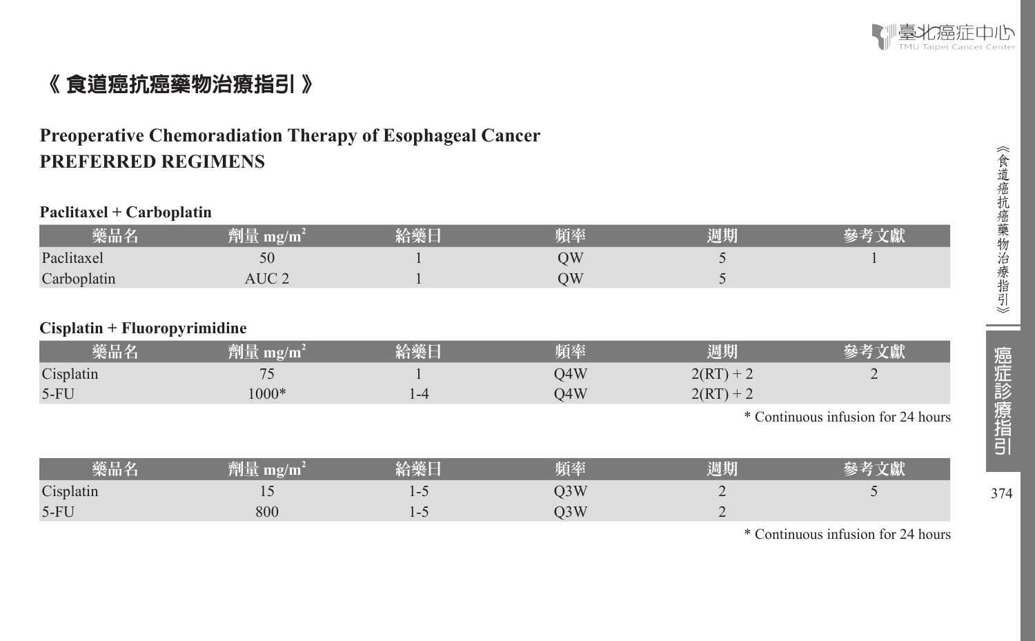# 《 食道癌抗癌藥物治療指引 》

## Preoperative Chemoradiation Therapy of Esophageal Cancer
## PREFERRED REGIMENS

**Paclitaxel + Carboplatin**

| 藥品名 | 劑量 $mg/m^2$ | 給藥日 | 頻率 | 週期 | 參考文獻 |
|---|---|---|---|---|---|
| Paclitaxel | 50 | 1 | QW | 5 | 1 |
| Carboplatin | AUC 2 | 1 | QW | 5 | |

**Cisplatin + Fluoropyrimidine**

| 藥品名 | 劑量 $mg/m^2$ | 給藥日 | 頻率 | 週期 | 參考文獻 |
|---|---|---|---|---|---|
| Cisplatin | 75 | 1 | Q4W | 2(RT) + 2 | 2 |
| 5-FU | 1000* | 1-4 | Q4W | 2(RT) + 2 | |

* Continuous infusion for 24 hours

| 藥品名 | 劑量 $mg/m^2$ | 給藥日 | 頻率 | 週期 | 參考文獻 |
|---|---|---|---|---|---|
| Cisplatin | 15 | 1-5 | Q3W | 2 | 5 |
| 5-FU | 800 | 1-5 | Q3W | 2 | |

* Continuous infusion for 24 hours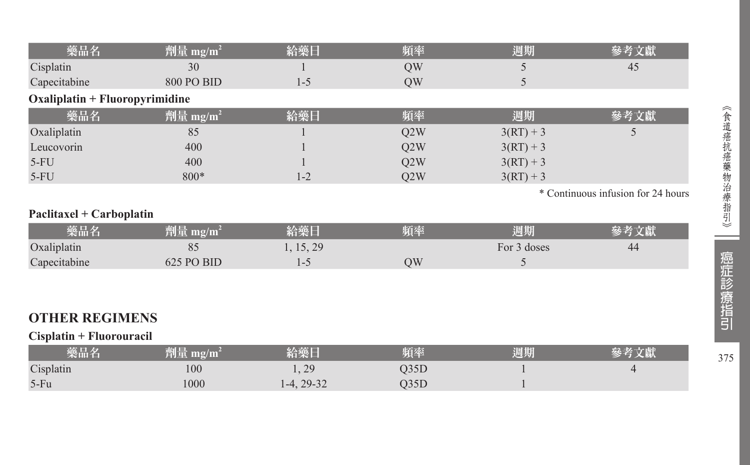| 藥品名 | 劑量 mg/m$^2$ | 給藥日 | 頻率 | 週期 | 參考文獻 |
|---|---|---|---|---|---|
| Cisplatin | 30 | 1 | QW | 5 | 45 |
| Capecitabine | 800 PO BID | 1-5 | QW | 5 | |

**Oxaliplatin + Fluoropyrimidine**

| 藥品名 | 劑量 mg/m$^2$ | 給藥日 | 頻率 | 週期 | 參考文獻 |
|---|---|---|---|---|---|
| Oxaliplatin | 85 | 1 | Q2W | 3(RT) + 3 | 5 |
| Leucovorin | 400 | 1 | Q2W | 3(RT) + 3 | |
| 5-FU | 400 | 1 | Q2W | 3(RT) + 3 | |
| 5-FU | 800* | 1-2 | Q2W | 3(RT) + 3 | |

* Continuous infusion for 24 hours

**Paclitaxel + Carboplatin**

| 藥品名 | 劑量 mg/m$^2$ | 給藥日 | 頻率 | 週期 | 參考文獻 |
|---|---|---|---|---|---|
| Oxaliplatin | 85 | 1, 15, 29 | | For 3 doses | 44 |
| Capecitabine | 625 PO BID | 1-5 | QW | 5 | |

## OTHER REGIMENS

**Cisplatin + Fluorouracil**

| 藥品名 | 劑量 mg/m$^2$ | 給藥日 | 頻率 | 週期 | 參考文獻 |
|---|---|---|---|---|---|
| Cisplatin | 100 | 1, 29 | Q35D | 1 | 4 |
| 5-Fu | 1000 | 1-4, 29-32 | Q35D | 1 | |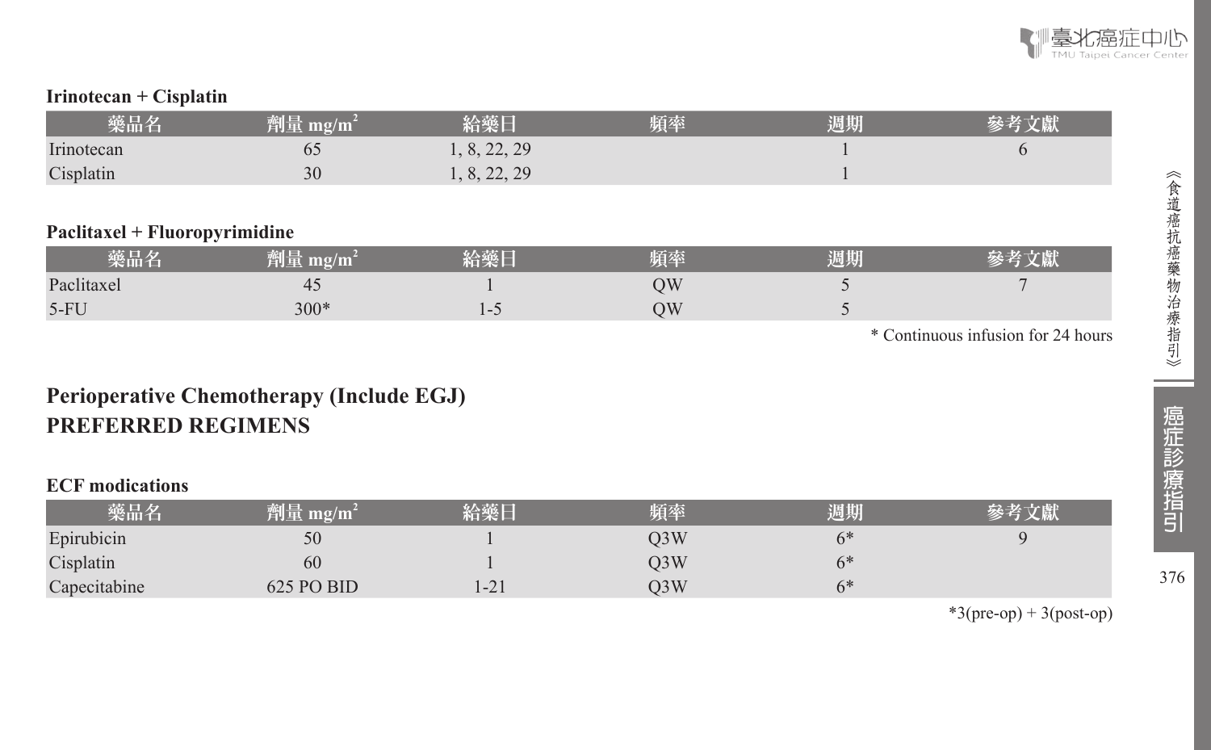**Irinotecan + Cisplatin**

| 藥品名 | 劑量 mg/m$^2$ | 給藥日 | 頻率 | 週期 | 參考文獻 |
|---|---|---|---|---|---|
| Irinotecan | 65 | 1, 8, 22, 29 | | 1 | 6 |
| Cisplatin | 30 | 1, 8, 22, 29 | | 1 | |

**Paclitaxel + Fluoropyrimidine**

| 藥品名 | 劑量 mg/m$^2$ | 給藥日 | 頻率 | 週期 | 參考文獻 |
|---|---|---|---|---|---|
| Paclitaxel | 45 | 1 | QW | 5 | 7 |
| 5-FU | 300* | 1-5 | QW | 5 | |

* Continuous infusion for 24 hours

## Perioperative Chemotherapy (Include EGJ)
## PREFERRED REGIMENS

**ECF modications**

| 藥品名 | 劑量 mg/m$^2$ | 給藥日 | 頻率 | 週期 | 參考文獻 |
|---|---|---|---|---|---|
| Epirubicin | 50 | 1 | Q3W | 6* | 9 |
| Cisplatin | 60 | 1 | Q3W | 6* | |
| Capecitabine | 625 PO BID | 1-21 | Q3W | 6* | |

*3(pre-op) + 3(post-op)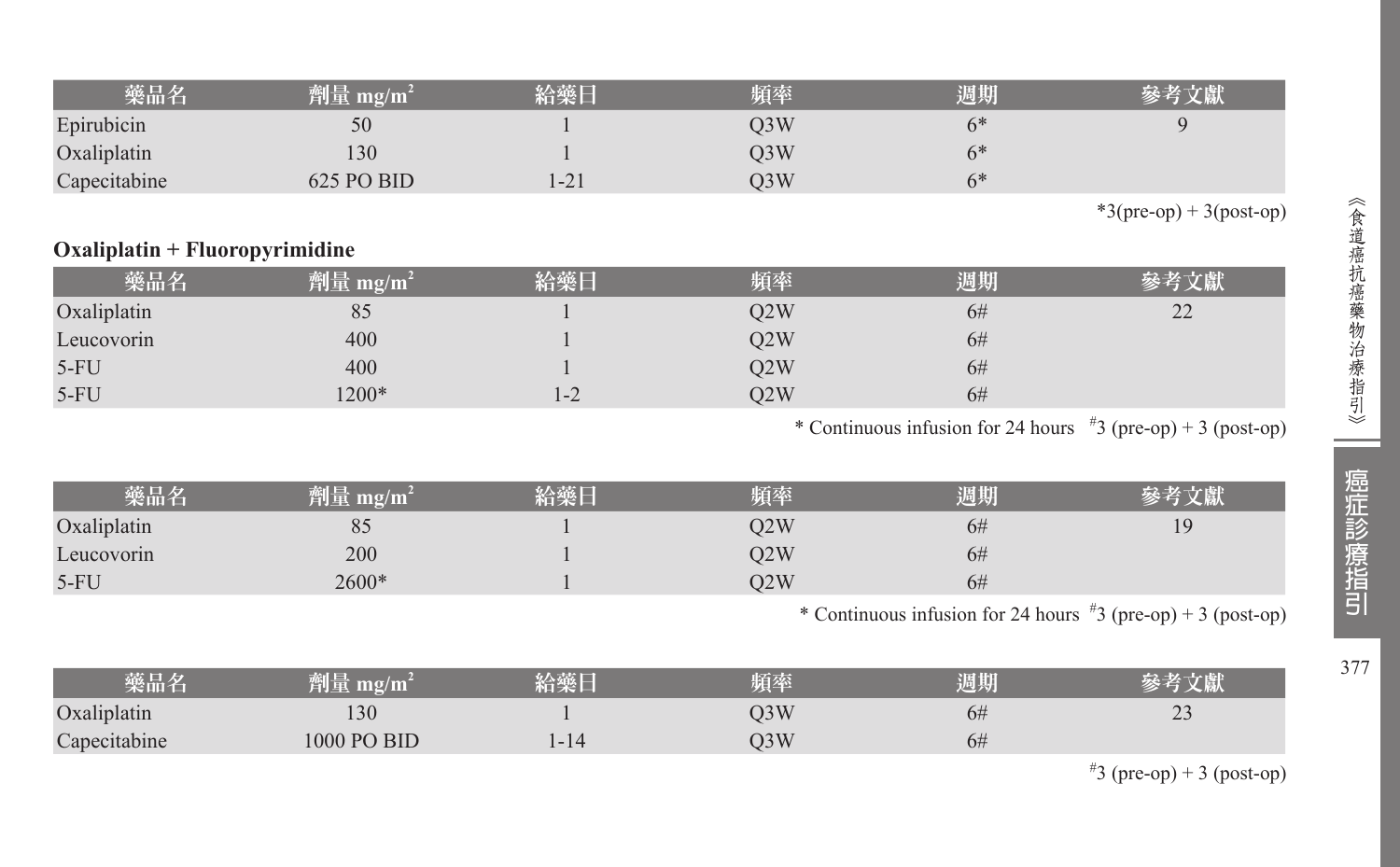| 藥品名 | 劑量 $mg/m^2$ | 給藥日 | 頻率 | 週期 | 參考文獻 |
|---|---|---|---|---|---|
| Epirubicin | 50 | 1 | Q3W | 6* | 9 |
| Oxaliplatin | 130 | 1 | Q3W | 6* | |
| Capecitabine | 625 PO BID | 1-21 | Q3W | 6* | |

*3(pre-op) + 3(post-op)

**Oxaliplatin + Fluoropyrimidine**

| 藥品名 | 劑量 $mg/m^2$ | 給藥日 | 頻率 | 週期 | 參考文獻 |
|---|---|---|---|---|---|
| Oxaliplatin | 85 | 1 | Q2W | 6# | 22 |
| Leucovorin | 400 | 1 | Q2W | 6# | |
| 5-FU | 400 | 1 | Q2W | 6# | |
| 5-FU | 1200* | 1-2 | Q2W | 6# | |

* Continuous infusion for 24 hours #3 (pre-op) + 3 (post-op)

| 藥品名 | 劑量 $mg/m^2$ | 給藥日 | 頻率 | 週期 | 參考文獻 |
|---|---|---|---|---|---|
| Oxaliplatin | 85 | 1 | Q2W | 6# | 19 |
| Leucovorin | 200 | 1 | Q2W | 6# | |
| 5-FU | 2600* | 1 | Q2W | 6# | |

* Continuous infusion for 24 hours #3 (pre-op) + 3 (post-op)

| 藥品名 | 劑量 $mg/m^2$ | 給藥日 | 頻率 | 週期 | 參考文獻 |
|---|---|---|---|---|---|
| Oxaliplatin | 130 | 1 | Q3W | 6# | 23 |
| Capecitabine | 1000 PO BID | 1-14 | Q3W | 6# | |

#3 (pre-op) + 3 (post-op)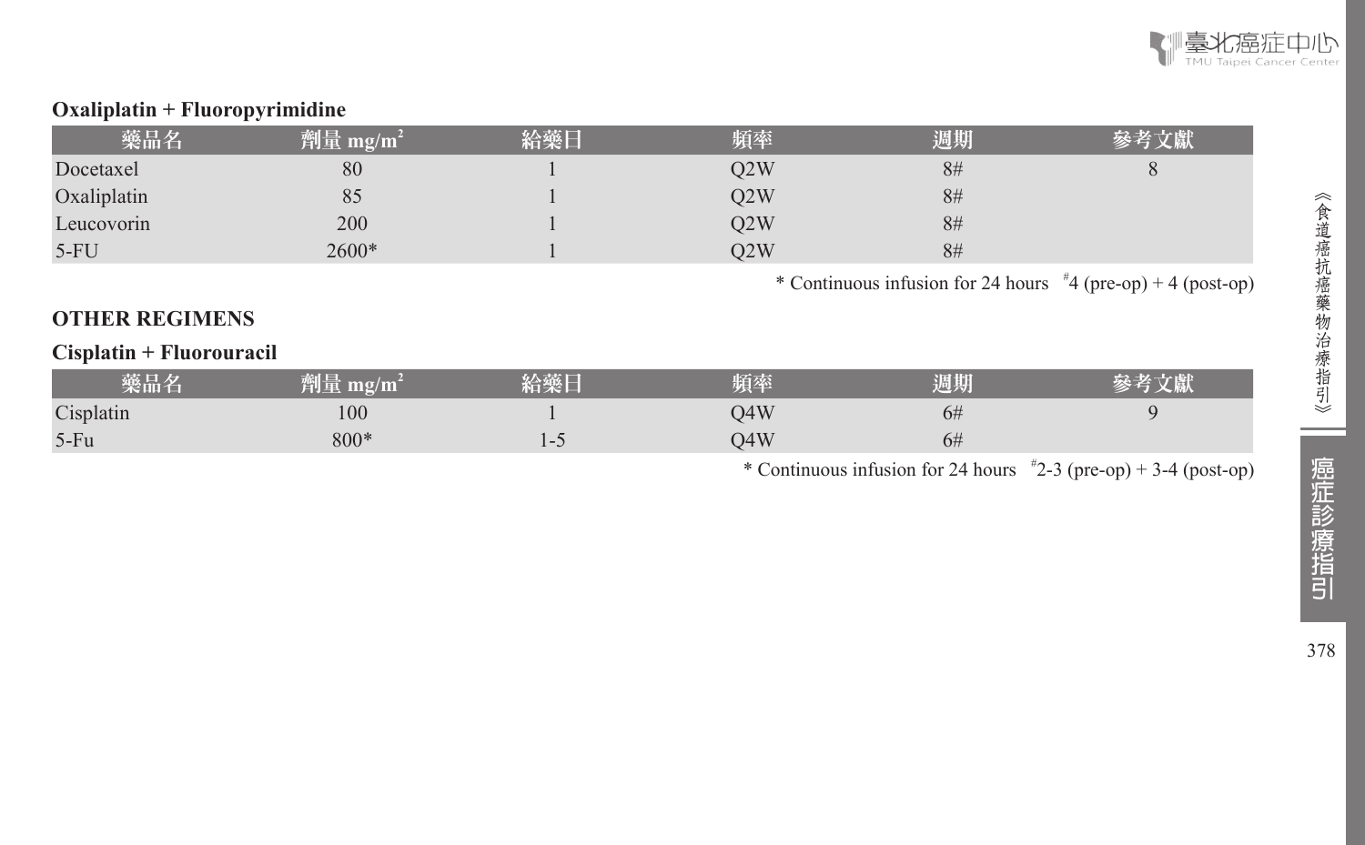**Oxaliplatin + Fluoropyrimidine**

| 藥品名 | 劑量 mg/m$^2$ | 給藥日 | 頻率 | 週期 | 參考文獻 |
|---|---|---|---|---|---|
| Docetaxel | 80 | 1 | Q2W | 8# | 8 |
| Oxaliplatin | 85 | 1 | Q2W | 8# | |
| Leucovorin | 200 | 1 | Q2W | 8# | |
| 5-FU | 2600* | 1 | Q2W | 8# | |

\* Continuous infusion for 24 hours  #4 (pre-op) + 4 (post-op)

## OTHER REGIMENS

**Cisplatin + Fluorouracil**

| 藥品名 | 劑量 mg/m$^2$ | 給藥日 | 頻率 | 週期 | 參考文獻 |
|---|---|---|---|---|---|
| Cisplatin | 100 | 1 | Q4W | 6# | 9 |
| 5-Fu | 800* | 1-5 | Q4W | 6# | |

\* Continuous infusion for 24 hours  #2-3 (pre-op) + 3-4 (post-op)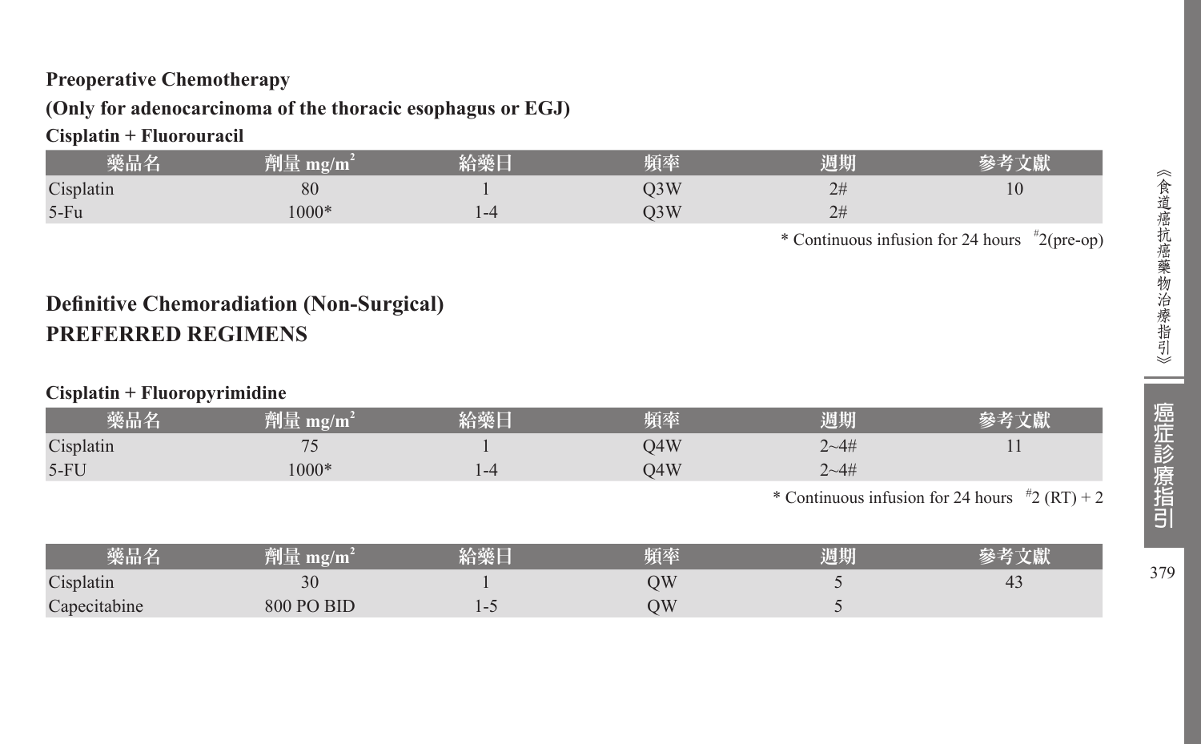**Preoperative Chemotherapy**

**(Only for adenocarcinoma of the thoracic esophagus or EGJ)**

**Cisplatin + Fluorouracil**

| 藥品名 | 劑量 mg/m² | 給藥日 | 頻率 | 週期 | 參考文獻 |
|---|---|---|---|---|---|
| Cisplatin | 80 | 1 | Q3W | 2# | 10 |
| 5-Fu | 1000* | 1-4 | Q3W | 2# | |

\* Continuous infusion for 24 hours #2(pre-op)

## Definitive Chemoradiation (Non-Surgical)
## PREFERRED REGIMENS

**Cisplatin + Fluoropyrimidine**

| 藥品名 | 劑量 mg/m² | 給藥日 | 頻率 | 週期 | 參考文獻 |
|---|---|---|---|---|---|
| Cisplatin | 75 | 1 | Q4W | 2~4# | 11 |
| 5-FU | 1000* | 1-4 | Q4W | 2~4# | |

\* Continuous infusion for 24 hours #2 (RT) + 2

| 藥品名 | 劑量 mg/m² | 給藥日 | 頻率 | 週期 | 參考文獻 |
|---|---|---|---|---|---|
| Cisplatin | 30 | 1 | QW | 5 | 43 |
| Capecitabine | 800 PO BID | 1-5 | QW | 5 | |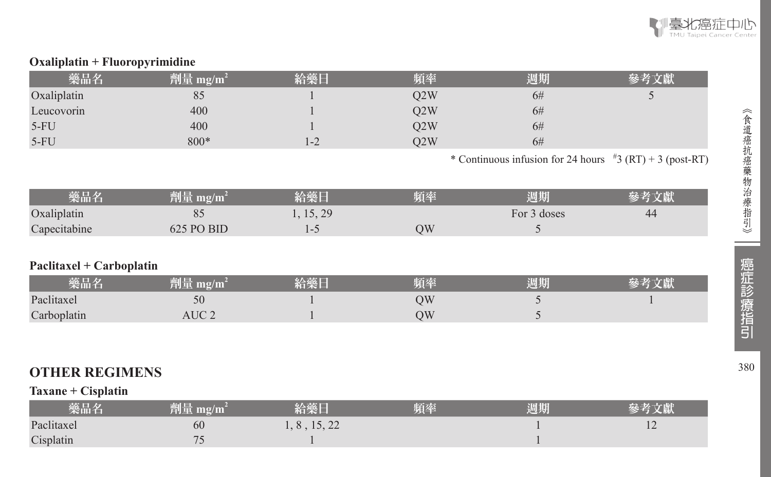**Oxaliplatin + Fluoropyrimidine**

| 藥品名 | 劑量 mg/m² | 給藥日 | 頻率 | 週期 | 參考文獻 |
|---|---|---|---|---|---|
| Oxaliplatin | 85 | 1 | Q2W | 6# | 5 |
| Leucovorin | 400 | 1 | Q2W | 6# | |
| 5-FU | 400 | 1 | Q2W | 6# | |
| 5-FU | 800* | 1-2 | Q2W | 6# | |

\* Continuous infusion for 24 hours #3 (RT) + 3 (post-RT)

| 藥品名 | 劑量 mg/m² | 給藥日 | 頻率 | 週期 | 參考文獻 |
|---|---|---|---|---|---|
| Oxaliplatin | 85 | 1, 15, 29 | | For 3 doses | 44 |
| Capecitabine | 625 PO BID | 1-5 | QW | 5 | |

**Paclitaxel + Carboplatin**

| 藥品名 | 劑量 mg/m² | 給藥日 | 頻率 | 週期 | 參考文獻 |
|---|---|---|---|---|---|
| Paclitaxel | 50 | 1 | QW | 5 | 1 |
| Carboplatin | AUC 2 | 1 | QW | 5 | |

## OTHER REGIMENS

**Taxane + Cisplatin**

| 藥品名 | 劑量 mg/m² | 給藥日 | 頻率 | 週期 | 參考文獻 |
|---|---|---|---|---|---|
| Paclitaxel | 60 | 1, 8 , 15, 22 | | 1 | 12 |
| Cisplatin | 75 | 1 | | 1 | |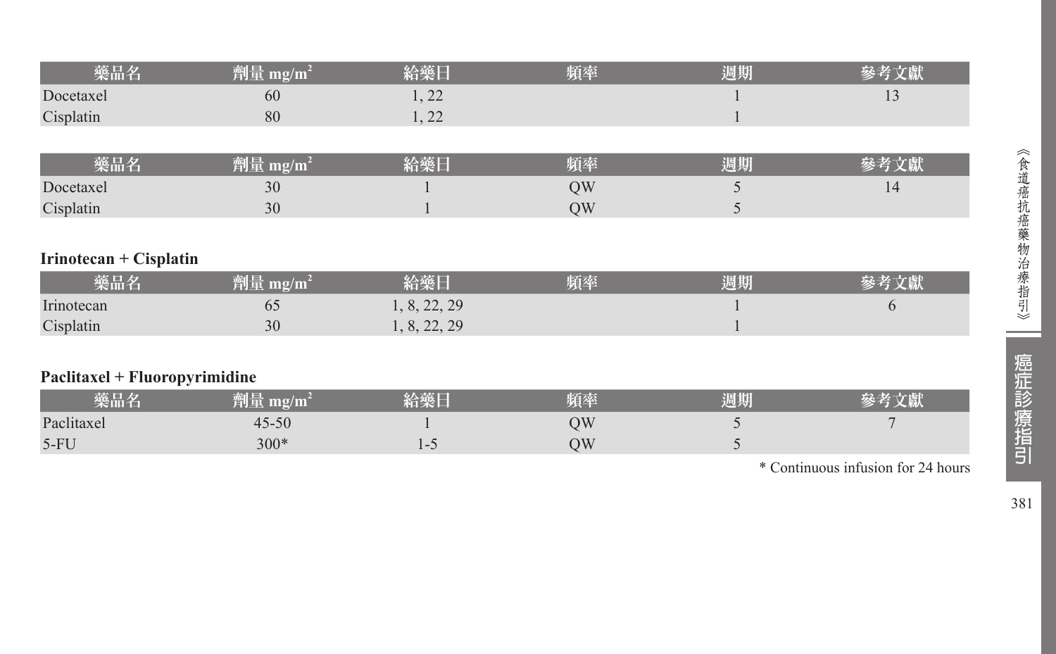| 藥品名 | 劑量 mg/m$^2$ | 給藥日 | 頻率 | 週期 | 參考文獻 |
|---|---|---|---|---|---|
| Docetaxel | 60 | 1, 22 | | 1 | 13 |
| Cisplatin | 80 | 1, 22 | | 1 | |

| 藥品名 | 劑量 mg/m$^2$ | 給藥日 | 頻率 | 週期 | 參考文獻 |
|---|---|---|---|---|---|
| Docetaxel | 30 | 1 | QW | 5 | 14 |
| Cisplatin | 30 | 1 | QW | 5 | |

**Irinotecan + Cisplatin**

| 藥品名 | 劑量 mg/m$^2$ | 給藥日 | 頻率 | 週期 | 參考文獻 |
|---|---|---|---|---|---|
| Irinotecan | 65 | 1, 8, 22, 29 | | 1 | 6 |
| Cisplatin | 30 | 1, 8, 22, 29 | | 1 | |

**Paclitaxel + Fluoropyrimidine**

| 藥品名 | 劑量 mg/m$^2$ | 給藥日 | 頻率 | 週期 | 參考文獻 |
|---|---|---|---|---|---|
| Paclitaxel | 45-50 | 1 | QW | 5 | 7 |
| 5-FU | 300* | 1-5 | QW | 5 | |

* Continuous infusion for 24 hours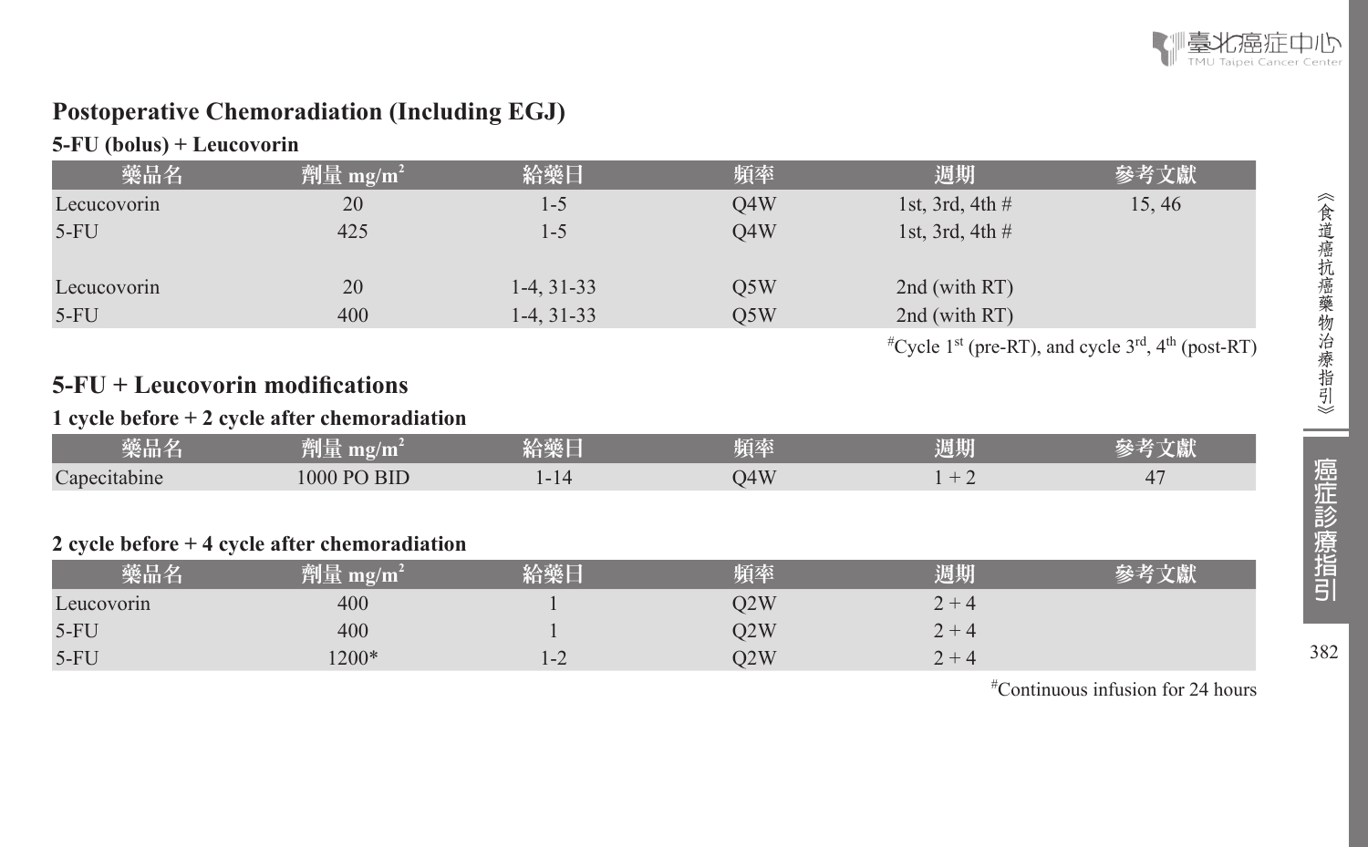## Postoperative Chemoradiation (Including EGJ)

### 5-FU (bolus) + Leucovorin

| 藥品名 | 劑量 mg/m² | 給藥日 | 頻率 | 週期 | 參考文獻 |
|---|---|---|---|---|---|
| Leucovorin | 20 | 1-5 | Q4W | 1st, 3rd, 4th # | 15, 46 |
| 5-FU | 425 | 1-5 | Q4W | 1st, 3rd, 4th # | |
| | | | | | |
| Leucovorin | 20 | 1-4, 31-33 | Q5W | 2nd (with RT) | |
| 5-FU | 400 | 1-4, 31-33 | Q5W | 2nd (with RT) | |

#Cycle 1st (pre-RT), and cycle 3rd, 4th (post-RT)

## 5-FU + Leucovorin modifications

### 1 cycle before + 2 cycle after chemoradiation

| 藥品名 | 劑量 mg/m² | 給藥日 | 頻率 | 週期 | 參考文獻 |
|---|---|---|---|---|---|
| Capecitabine | 1000 PO BID | 1-14 | Q4W | 1 + 2 | 47 |

### 2 cycle before + 4 cycle after chemoradiation

| 藥品名 | 劑量 mg/m² | 給藥日 | 頻率 | 週期 | 參考文獻 |
|---|---|---|---|---|---|
| Leucovorin | 400 | 1 | Q2W | 2 + 4 | |
| 5-FU | 400 | 1 | Q2W | 2 + 4 | |
| 5-FU | 1200* | 1-2 | Q2W | 2 + 4 | |

#Continuous infusion for 24 hours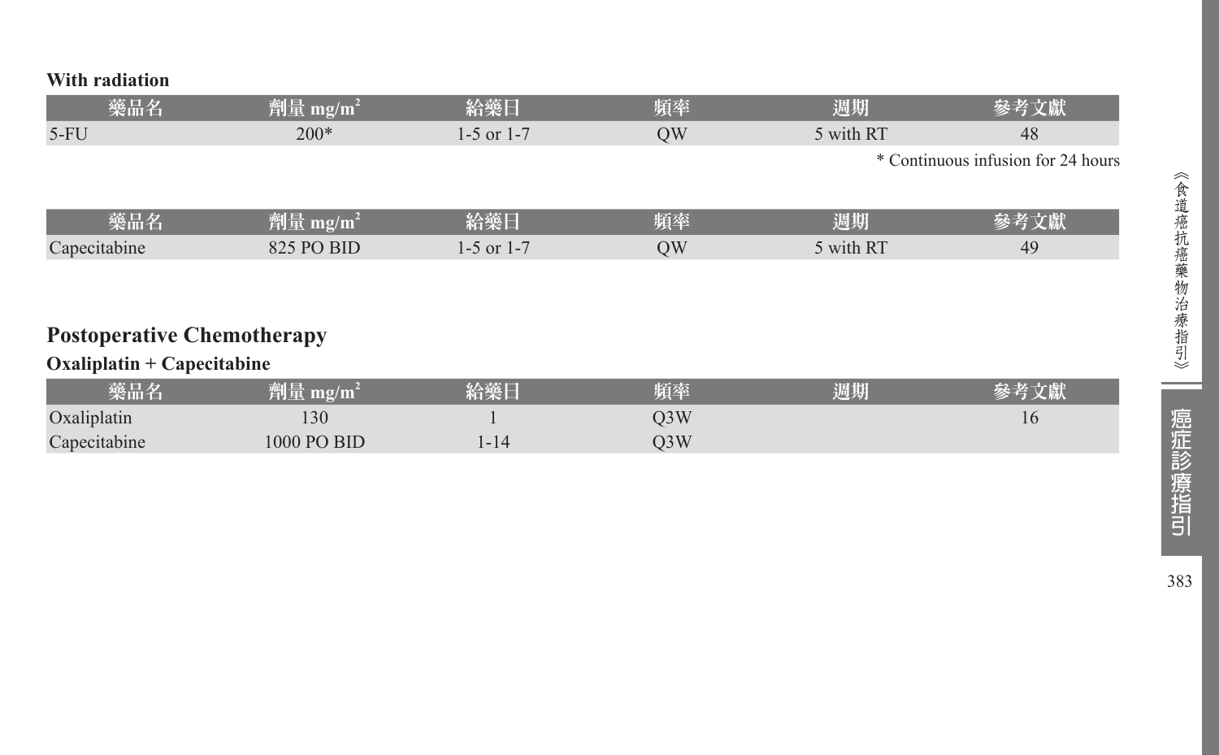**With radiation**

| 藥品名 | 劑量 mg/m$^2$ | 給藥日 | 頻率 | 週期 | 參考文獻 |
|---|---|---|---|---|---|
| 5-FU | 200* | 1-5 or 1-7 | QW | 5 with RT | 48 |

\* Continuous infusion for 24 hours

| 藥品名 | 劑量 mg/m$^2$ | 給藥日 | 頻率 | 週期 | 參考文獻 |
|---|---|---|---|---|---|
| Capecitabine | 825 PO BID | 1-5 or 1-7 | QW | 5 with RT | 49 |

## Postoperative Chemotherapy

**Oxaliplatin + Capecitabine**

| 藥品名 | 劑量 mg/m$^2$ | 給藥日 | 頻率 | 週期 | 參考文獻 |
|---|---|---|---|---|---|
| Oxaliplatin | 130 | 1 | Q3W | | 16 |
| Capecitabine | 1000 PO BID | 1-14 | Q3W | | |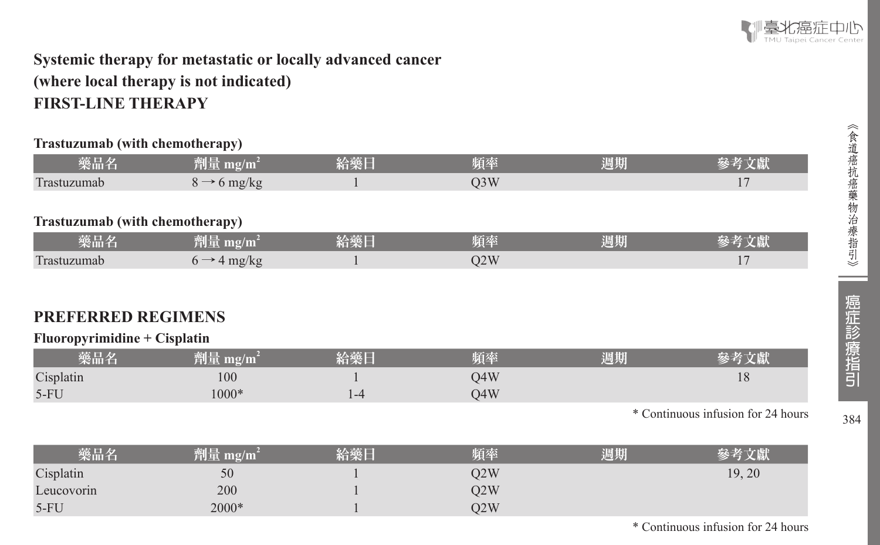## Systemic therapy for metastatic or locally advanced cancer (where local therapy is not indicated)

## FIRST-LINE THERAPY

**Trastuzumab (with chemotherapy)**

| 藥品名 | 劑量 mg/m$^2$ | 給藥日 | 頻率 | 週期 | 參考文獻 |
|---|---|---|---|---|---|
| Trastuzumab | 8 → 6 mg/kg | 1 | Q3W | | 17 |

**Trastuzumab (with chemotherapy)**

| 藥品名 | 劑量 mg/m$^2$ | 給藥日 | 頻率 | 週期 | 參考文獻 |
|---|---|---|---|---|---|
| Trastuzumab | 6 → 4 mg/kg | 1 | Q2W | | 17 |

## PREFERRED REGIMENS

**Fluoropyrimidine + Cisplatin**

| 藥品名 | 劑量 mg/m$^2$ | 給藥日 | 頻率 | 週期 | 參考文獻 |
|---|---|---|---|---|---|
| Cisplatin | 100 | 1 | Q4W | | 18 |
| 5-FU | 1000* | 1-4 | Q4W | | |

* Continuous infusion for 24 hours

| 藥品名 | 劑量 mg/m$^2$ | 給藥日 | 頻率 | 週期 | 參考文獻 |
|---|---|---|---|---|---|
| Cisplatin | 50 | 1 | Q2W | | 19, 20 |
| Leucovorin | 200 | 1 | Q2W | | |
| 5-FU | 2000* | 1 | Q2W | | |

* Continuous infusion for 24 hours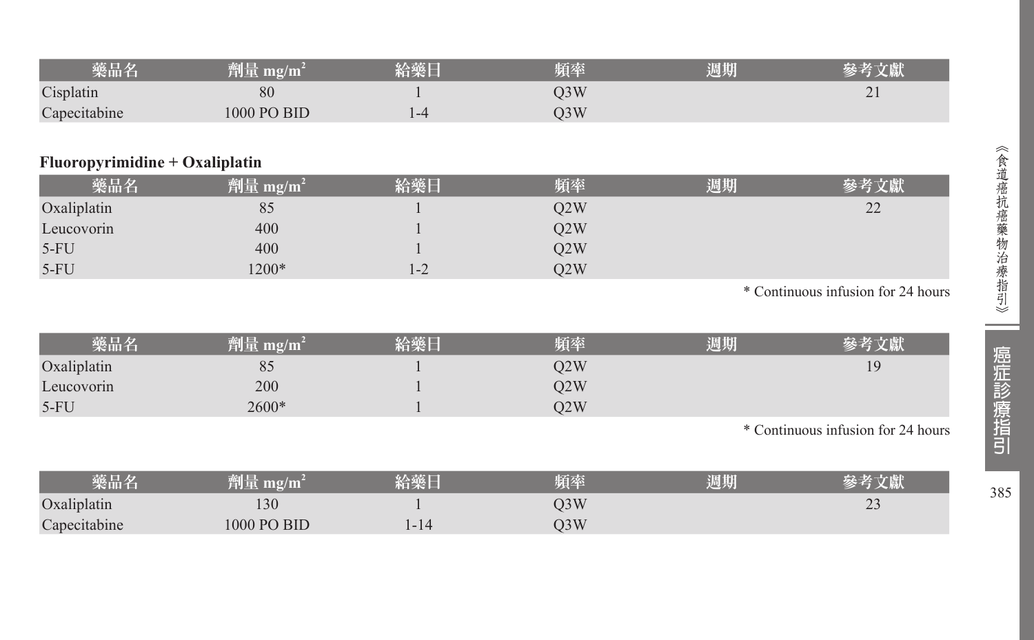| 藥品名 | 劑量 $mg/m^2$ | 給藥日 | 頻率 | 週期 | 參考文獻 |
|---|---|---|---|---|---|
| Cisplatin | 80 | 1 | Q3W | | 21 |
| Capecitabine | 1000 PO BID | 1-4 | Q3W | | |

**Fluoropyrimidine + Oxaliplatin**

| 藥品名 | 劑量 $mg/m^2$ | 給藥日 | 頻率 | 週期 | 參考文獻 |
|---|---|---|---|---|---|
| Oxaliplatin | 85 | 1 | Q2W | | 22 |
| Leucovorin | 400 | 1 | Q2W | | |
| 5-FU | 400 | 1 | Q2W | | |
| 5-FU | 1200* | 1-2 | Q2W | | |

* Continuous infusion for 24 hours

| 藥品名 | 劑量 $mg/m^2$ | 給藥日 | 頻率 | 週期 | 參考文獻 |
|---|---|---|---|---|---|
| Oxaliplatin | 85 | 1 | Q2W | | 19 |
| Leucovorin | 200 | 1 | Q2W | | |
| 5-FU | 2600* | 1 | Q2W | | |

* Continuous infusion for 24 hours

| 藥品名 | 劑量 $mg/m^2$ | 給藥日 | 頻率 | 週期 | 參考文獻 |
|---|---|---|---|---|---|
| Oxaliplatin | 130 | 1 | Q3W | | 23 |
| Capecitabine | 1000 PO BID | 1-14 | Q3W | | |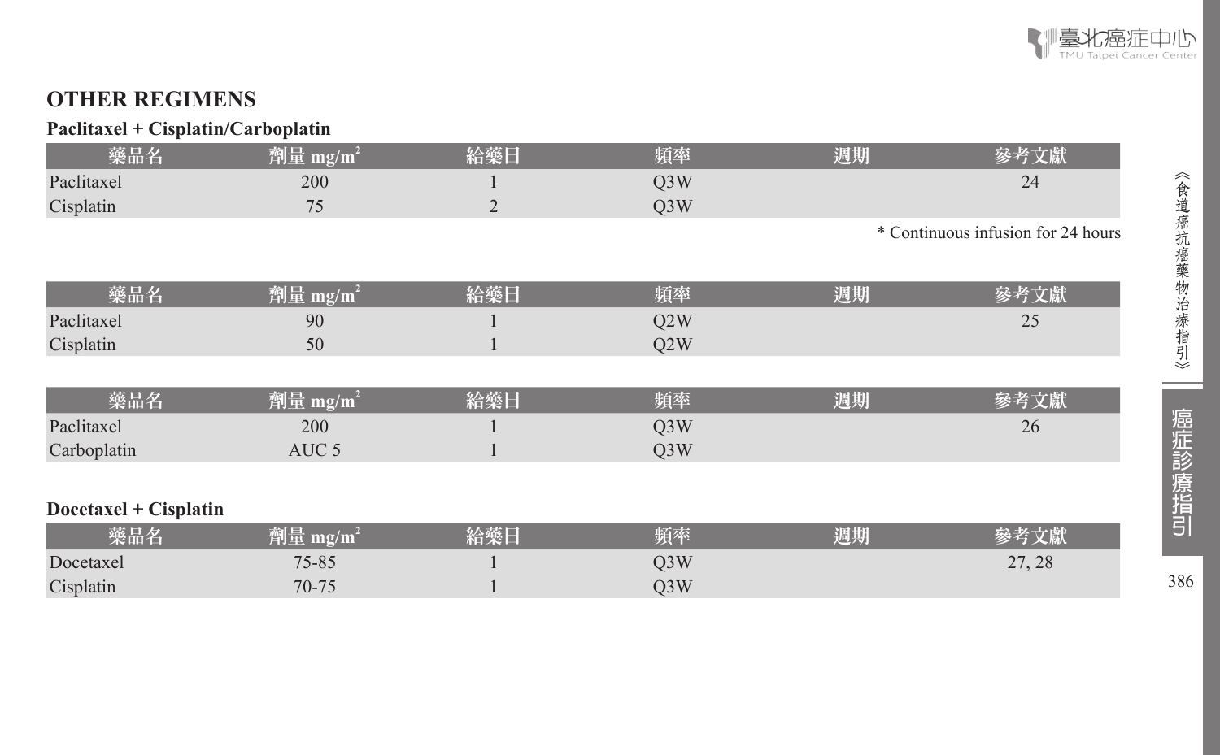## OTHER REGIMENS

### Paclitaxel + Cisplatin/Carboplatin

| 藥品名 | 劑量 $mg/m^2$ | 給藥日 | 頻率 | 週期 | 參考文獻 |
|---|---|---|---|---|---|
| Paclitaxel | 200 | 1 | Q3W | | 24 |
| Cisplatin | 75 | 2 | Q3W | | |

* Continuous infusion for 24 hours

| 藥品名 | 劑量 $mg/m^2$ | 給藥日 | 頻率 | 週期 | 參考文獻 |
|---|---|---|---|---|---|
| Paclitaxel | 90 | 1 | Q2W | | 25 |
| Cisplatin | 50 | 1 | Q2W | | |

| 藥品名 | 劑量 $mg/m^2$ | 給藥日 | 頻率 | 週期 | 參考文獻 |
|---|---|---|---|---|---|
| Paclitaxel | 200 | 1 | Q3W | | 26 |
| Carboplatin | AUC 5 | 1 | Q3W | | |

### Docetaxel + Cisplatin

| 藥品名 | 劑量 $mg/m^2$ | 給藥日 | 頻率 | 週期 | 參考文獻 |
|---|---|---|---|---|---|
| Docetaxel | 75-85 | 1 | Q3W | | 27, 28 |
| Cisplatin | 70-75 | 1 | Q3W | | |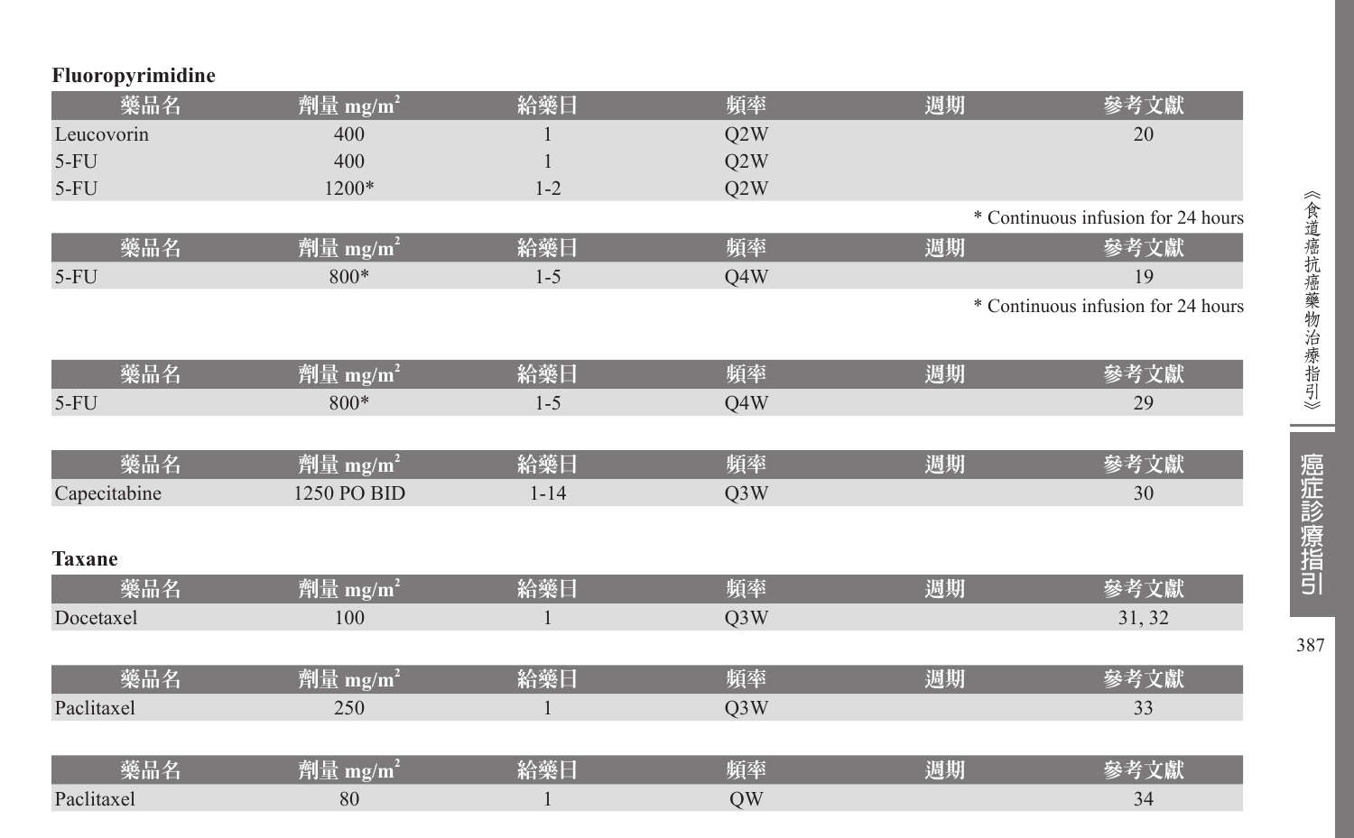**Fluoropyrimidine**

| 藥品名 | 劑量 mg/m$^2$ | 給藥日 | 頻率 | 週期 | 參考文獻 |
|---|---|---|---|---|---|
| Leucovorin | 400 | 1 | Q2W | | 20 |
| 5-FU | 400 | 1 | Q2W | | |
| 5-FU | 1200* | 1-2 | Q2W | | |

* Continuous infusion for 24 hours

| 藥品名 | 劑量 mg/m$^2$ | 給藥日 | 頻率 | 週期 | 參考文獻 |
|---|---|---|---|---|---|
| 5-FU | 800* | 1-5 | Q4W | | 19 |

* Continuous infusion for 24 hours

| 藥品名 | 劑量 mg/m$^2$ | 給藥日 | 頻率 | 週期 | 參考文獻 |
|---|---|---|---|---|---|
| 5-FU | 800* | 1-5 | Q4W | | 29 |

| 藥品名 | 劑量 mg/m$^2$ | 給藥日 | 頻率 | 週期 | 參考文獻 |
|---|---|---|---|---|---|
| Capecitabine | 1250 PO BID | 1-14 | Q3W | | 30 |

**Taxane**

| 藥品名 | 劑量 mg/m$^2$ | 給藥日 | 頻率 | 週期 | 參考文獻 |
|---|---|---|---|---|---|
| Docetaxel | 100 | 1 | Q3W | | 31, 32 |

| 藥品名 | 劑量 mg/m$^2$ | 給藥日 | 頻率 | 週期 | 參考文獻 |
|---|---|---|---|---|---|
| Paclitaxel | 250 | 1 | Q3W | | 33 |

| 藥品名 | 劑量 mg/m$^2$ | 給藥日 | 頻率 | 週期 | 參考文獻 |
|---|---|---|---|---|---|
| Paclitaxel | 80 | 1 | QW | | 34 |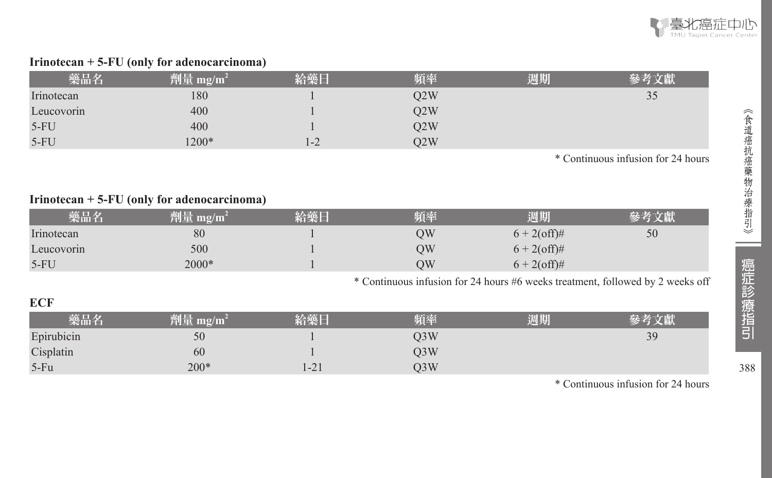**Irinotecan + 5-FU (only for adenocarcinoma)**

| 藥品名 | 劑量 mg/m$^2$ | 給藥日 | 頻率 | 週期 | 參考文獻 |
|---|---|---|---|---|---|
| Irinotecan | 180 | 1 | Q2W | | 35 |
| Leucovorin | 400 | 1 | Q2W | | |
| 5-FU | 400 | 1 | Q2W | | |
| 5-FU | 1200* | 1-2 | Q2W | | |

* Continuous infusion for 24 hours

**Irinotecan + 5-FU (only for adenocarcinoma)**

| 藥品名 | 劑量 mg/m$^2$ | 給藥日 | 頻率 | 週期 | 參考文獻 |
|---|---|---|---|---|---|
| Irinotecan | 80 | 1 | QW | 6 + 2(off)# | 50 |
| Leucovorin | 500 | 1 | QW | 6 + 2(off)# | |
| 5-FU | 2000* | 1 | QW | 6 + 2(off)# | |

* Continuous infusion for 24 hours #6 weeks treatment, followed by 2 weeks off

**ECF**

| 藥品名 | 劑量 mg/m$^2$ | 給藥日 | 頻率 | 週期 | 參考文獻 |
|---|---|---|---|---|---|
| Epirubicin | 50 | 1 | Q3W | | 39 |
| Cisplatin | 60 | 1 | Q3W | | |
| 5-Fu | 200* | 1-21 | Q3W | | |

* Continuous infusion for 24 hours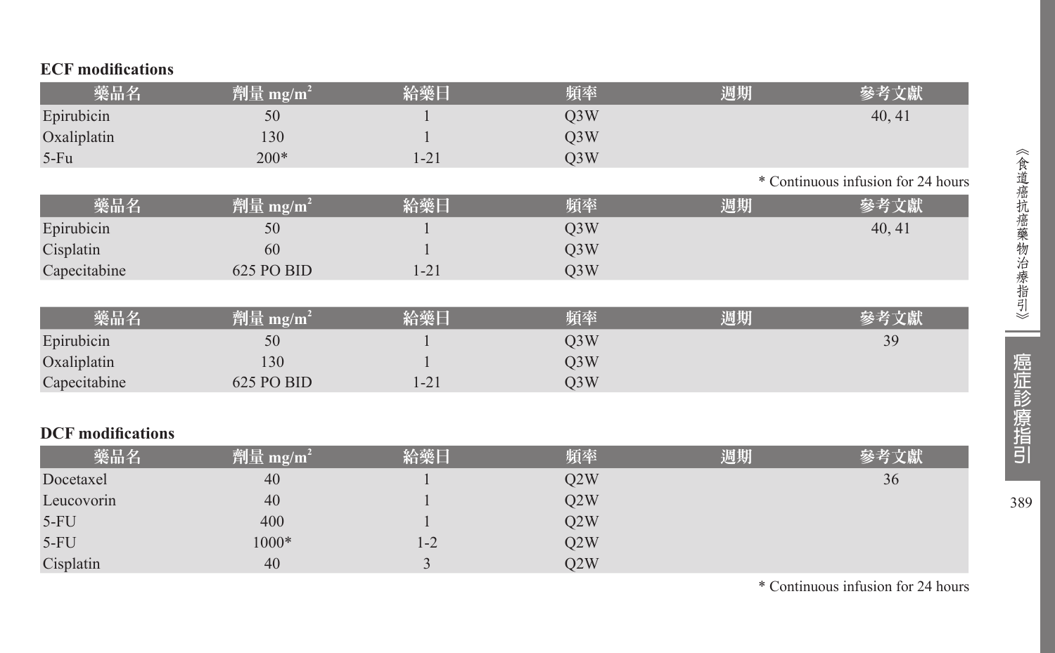**ECF modifications**

| 藥品名 | 劑量 mg/m² | 給藥日 | 頻率 | 週期 | 參考文獻 |
|---|---|---|---|---|---|
| Epirubicin | 50 | 1 | Q3W | | 40, 41 |
| Oxaliplatin | 130 | 1 | Q3W | | |
| 5-Fu | 200* | 1-21 | Q3W | | |

\* Continuous infusion for 24 hours

| 藥品名 | 劑量 mg/m² | 給藥日 | 頻率 | 週期 | 參考文獻 |
|---|---|---|---|---|---|
| Epirubicin | 50 | 1 | Q3W | | 40, 41 |
| Cisplatin | 60 | 1 | Q3W | | |
| Capecitabine | 625 PO BID | 1-21 | Q3W | | |

| 藥品名 | 劑量 mg/m² | 給藥日 | 頻率 | 週期 | 參考文獻 |
|---|---|---|---|---|---|
| Epirubicin | 50 | 1 | Q3W | | 39 |
| Oxaliplatin | 130 | 1 | Q3W | | |
| Capecitabine | 625 PO BID | 1-21 | Q3W | | |

**DCF modifications**

| 藥品名 | 劑量 mg/m² | 給藥日 | 頻率 | 週期 | 參考文獻 |
|---|---|---|---|---|---|
| Docetaxel | 40 | 1 | Q2W | | 36 |
| Leucovorin | 40 | 1 | Q2W | | |
| 5-FU | 400 | 1 | Q2W | | |
| 5-FU | 1000* | 1-2 | Q2W | | |
| Cisplatin | 40 | 3 | Q2W | | |

\* Continuous infusion for 24 hours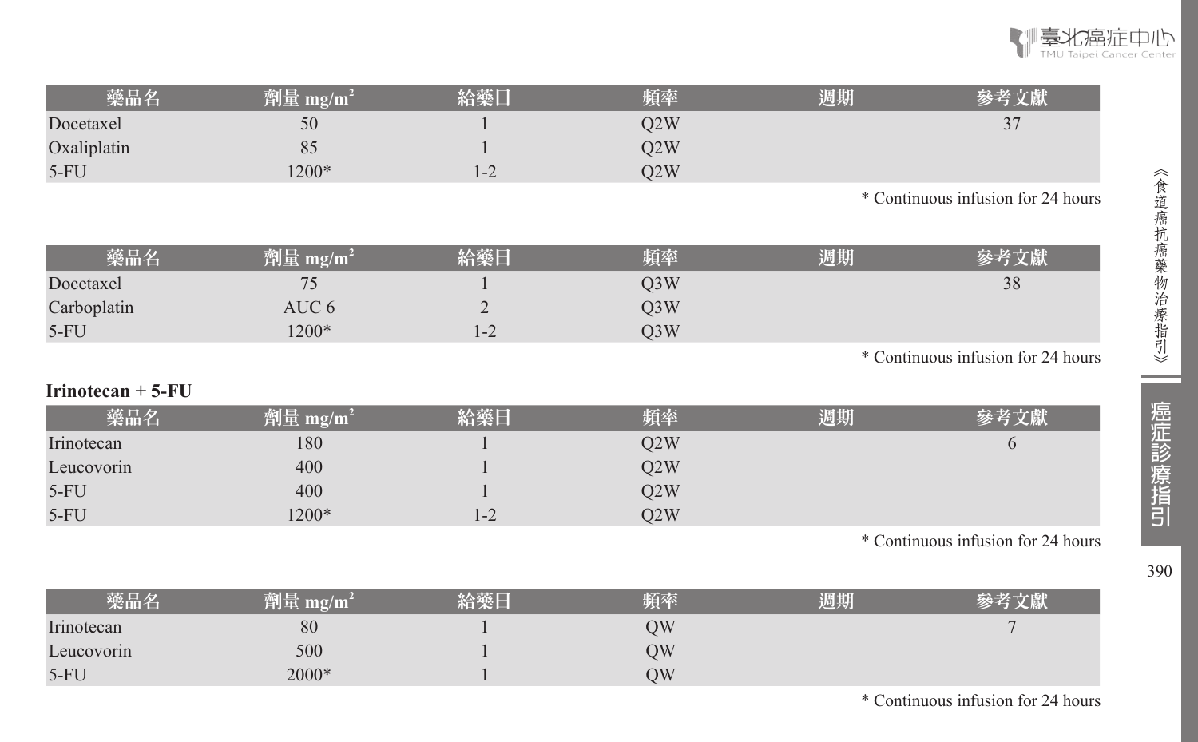| 藥品名 | 劑量 $mg/m^2$ | 給藥日 | 頻率 | 週期 | 參考文獻 |
|---|---|---|---|---|---|
| Docetaxel | 50 | 1 | Q2W | | 37 |
| Oxaliplatin | 85 | 1 | Q2W | | |
| 5-FU | 1200* | 1-2 | Q2W | | |

* Continuous infusion for 24 hours

| 藥品名 | 劑量 $mg/m^2$ | 給藥日 | 頻率 | 週期 | 參考文獻 |
|---|---|---|---|---|---|
| Docetaxel | 75 | 1 | Q3W | | 38 |
| Carboplatin | AUC 6 | 2 | Q3W | | |
| 5-FU | 1200* | 1-2 | Q3W | | |

* Continuous infusion for 24 hours

**Irinotecan + 5-FU**

| 藥品名 | 劑量 $mg/m^2$ | 給藥日 | 頻率 | 週期 | 參考文獻 |
|---|---|---|---|---|---|
| Irinotecan | 180 | 1 | Q2W | | 6 |
| Leucovorin | 400 | 1 | Q2W | | |
| 5-FU | 400 | 1 | Q2W | | |
| 5-FU | 1200* | 1-2 | Q2W | | |

* Continuous infusion for 24 hours

| 藥品名 | 劑量 $mg/m^2$ | 給藥日 | 頻率 | 週期 | 參考文獻 |
|---|---|---|---|---|---|
| Irinotecan | 80 | 1 | QW | | 7 |
| Leucovorin | 500 | 1 | QW | | |
| 5-FU | 2000* | 1 | QW | | |

* Continuous infusion for 24 hours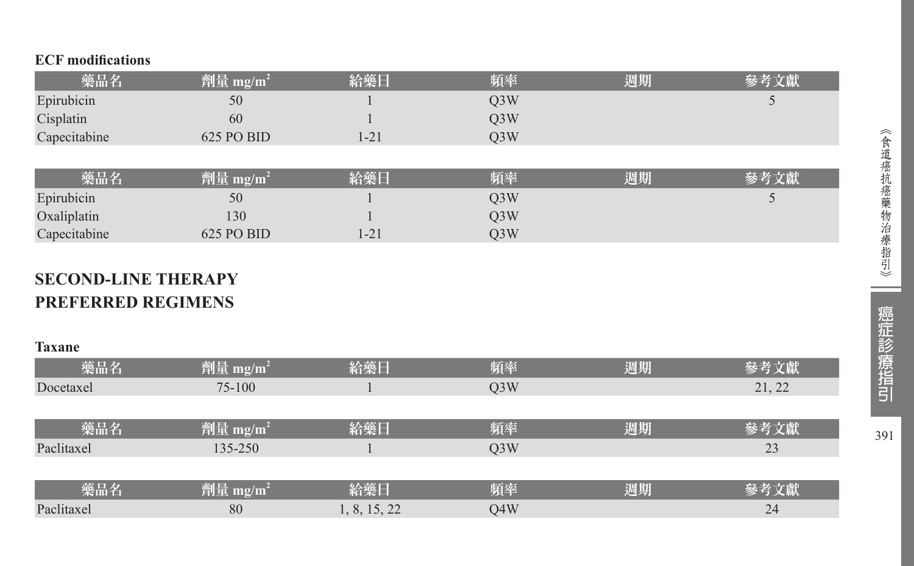**ECF modifications**

| 藥品名 | 劑量 $mg/m^2$ | 給藥日 | 頻率 | 週期 | 參考文獻 |
|---|---|---|---|---|---|
| Epirubicin | 50 | 1 | Q3W | | 5 |
| Cisplatin | 60 | 1 | Q3W | | |
| Capecitabine | 625 PO BID | 1-21 | Q3W | | |

| 藥品名 | 劑量 $mg/m^2$ | 給藥日 | 頻率 | 週期 | 參考文獻 |
|---|---|---|---|---|---|
| Epirubicin | 50 | 1 | Q3W | | 5 |
| Oxaliplatin | 130 | 1 | Q3W | | |
| Capecitabine | 625 PO BID | 1-21 | Q3W | | |

## SECOND-LINE THERAPY
## PREFERRED REGIMENS

**Taxane**

| 藥品名 | 劑量 $mg/m^2$ | 給藥日 | 頻率 | 週期 | 參考文獻 |
|---|---|---|---|---|---|
| Docetaxel | 75-100 | 1 | Q3W | | 21, 22 |

| 藥品名 | 劑量 $mg/m^2$ | 給藥日 | 頻率 | 週期 | 參考文獻 |
|---|---|---|---|---|---|
| Paclitaxel | 135-250 | 1 | Q3W | | 23 |

| 藥品名 | 劑量 $mg/m^2$ | 給藥日 | 頻率 | 週期 | 參考文獻 |
|---|---|---|---|---|---|
| Paclitaxel | 80 | 1, 8, 15, 22 | Q4W | | 24 |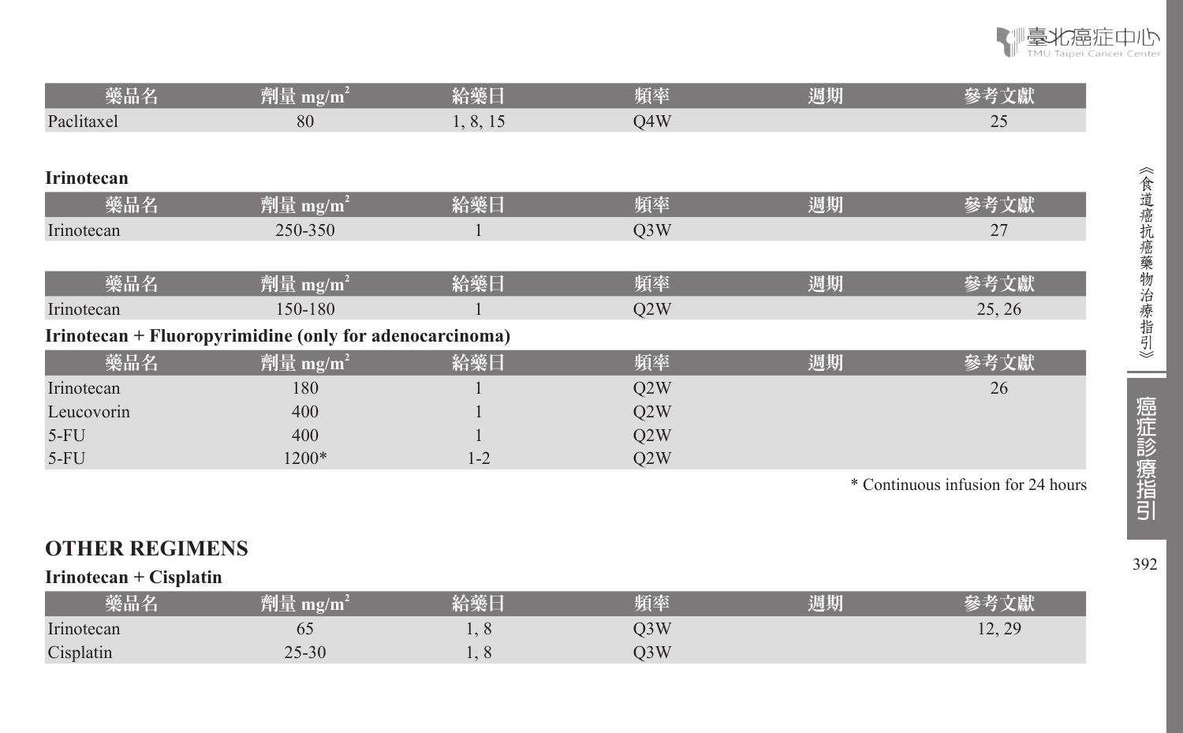| 藥品名 | 劑量 mg/m$^2$ | 給藥日 | 頻率 | 週期 | 參考文獻 |
|---|---|---|---|---|---|
| Paclitaxel | 80 | 1, 8, 15 | Q4W | | 25 |

**Irinotecan**

| 藥品名 | 劑量 mg/m$^2$ | 給藥日 | 頻率 | 週期 | 參考文獻 |
|---|---|---|---|---|---|
| Irinotecan | 250-350 | 1 | Q3W | | 27 |

| 藥品名 | 劑量 mg/m$^2$ | 給藥日 | 頻率 | 週期 | 參考文獻 |
|---|---|---|---|---|---|
| Irinotecan | 150-180 | 1 | Q2W | | 25, 26 |

**Irinotecan + Fluoropyrimidine (only for adenocarcinoma)**

| 藥品名 | 劑量 mg/m$^2$ | 給藥日 | 頻率 | 週期 | 參考文獻 |
|---|---|---|---|---|---|
| Irinotecan | 180 | 1 | Q2W | | 26 |
| Leucovorin | 400 | 1 | Q2W | | |
| 5-FU | 400 | 1 | Q2W | | |
| 5-FU | 1200* | 1-2 | Q2W | | |

* Continuous infusion for 24 hours

## OTHER REGIMENS

**Irinotecan + Cisplatin**

| 藥品名 | 劑量 mg/m$^2$ | 給藥日 | 頻率 | 週期 | 參考文獻 |
|---|---|---|---|---|---|
| Irinotecan | 65 | 1, 8 | Q3W | | 12, 29 |
| Cisplatin | 25-30 | 1, 8 | Q3W | | |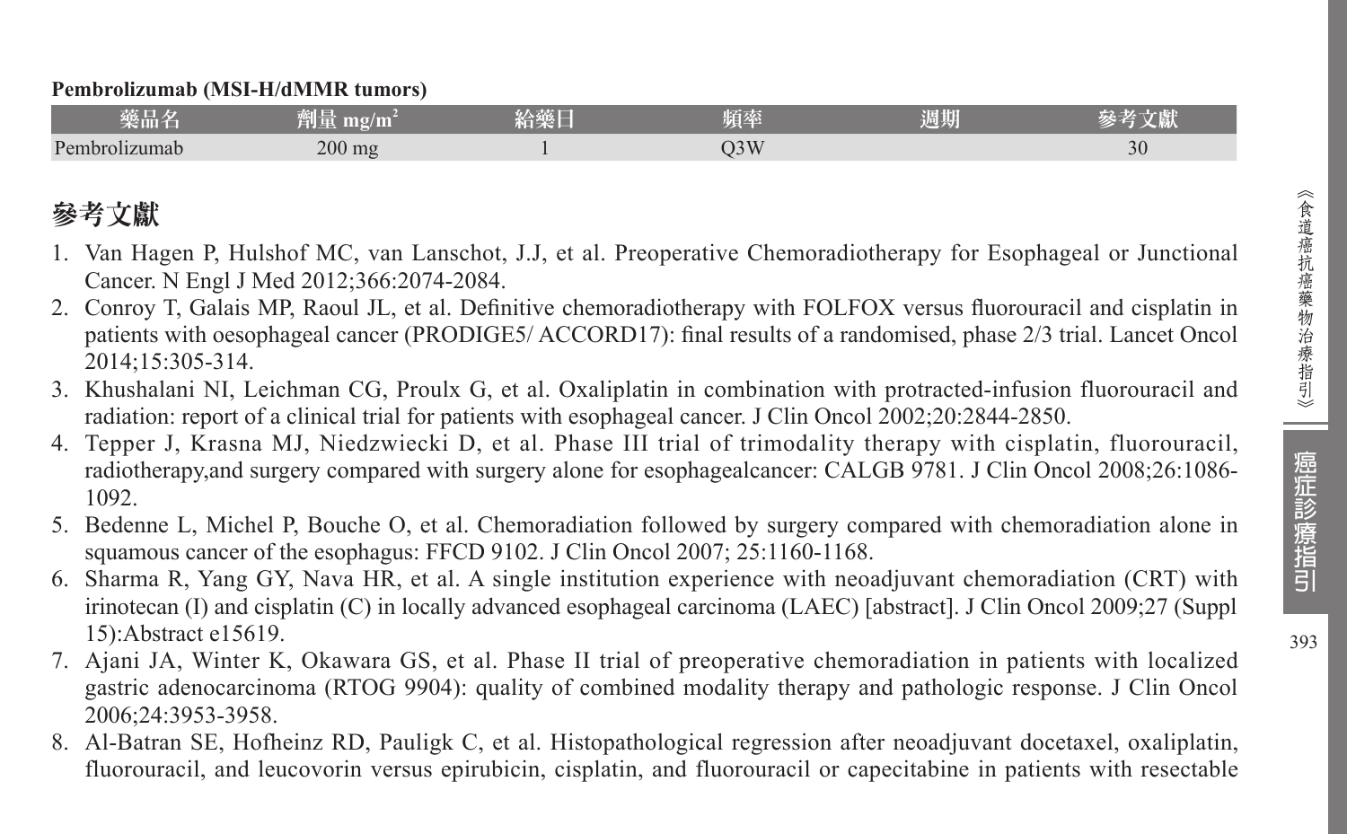**Pembrolizumab (MSI-H/dMMR tumors)**

| 藥品名 | 劑量 mg/m$^2$ | 給藥日 | 頻率 | 週期 | 參考文獻 |
| --- | --- | --- | --- | --- | --- |
| Pembrolizumab | 200 mg | 1 | Q3W | | 30 |

## 參考文獻

1. Van Hagen P, Hulshof MC, van Lanschot, J.J, et al. Preoperative Chemoradiotherapy for Esophageal or Junctional Cancer. N Engl J Med 2012;366:2074-2084.
2. Conroy T, Galais MP, Raoul JL, et al. Definitive chemoradiotherapy with FOLFOX versus fluorouracil and cisplatin in patients with oesophageal cancer (PRODIGE5/ ACCORD17): final results of a randomised, phase 2/3 trial. Lancet Oncol 2014;15:305-314.
3. Khushalani NI, Leichman CG, Proulx G, et al. Oxaliplatin in combination with protracted-infusion fluorouracil and radiation: report of a clinical trial for patients with esophageal cancer. J Clin Oncol 2002;20:2844-2850.
4. Tepper J, Krasna MJ, Niedzwiecki D, et al. Phase III trial of trimodality therapy with cisplatin, fluorouracil, radiotherapy,and surgery compared with surgery alone for esophagealcancer: CALGB 9781. J Clin Oncol 2008;26:1086-1092.
5. Bedenne L, Michel P, Bouche O, et al. Chemoradiation followed by surgery compared with chemoradiation alone in squamous cancer of the esophagus: FFCD 9102. J Clin Oncol 2007; 25:1160-1168.
6. Sharma R, Yang GY, Nava HR, et al. A single institution experience with neoadjuvant chemoradiation (CRT) with irinotecan (I) and cisplatin (C) in locally advanced esophageal carcinoma (LAEC) [abstract]. J Clin Oncol 2009;27 (Suppl 15):Abstract e15619.
7. Ajani JA, Winter K, Okawara GS, et al. Phase II trial of preoperative chemoradiation in patients with localized gastric adenocarcinoma (RTOG 9904): quality of combined modality therapy and pathologic response. J Clin Oncol 2006;24:3953-3958.
8. Al-Batran SE, Hofheinz RD, Pauligk C, et al. Histopathological regression after neoadjuvant docetaxel, oxaliplatin, fluorouracil, and leucovorin versus epirubicin, cisplatin, and fluorouracil or capecitabine in patients with resectable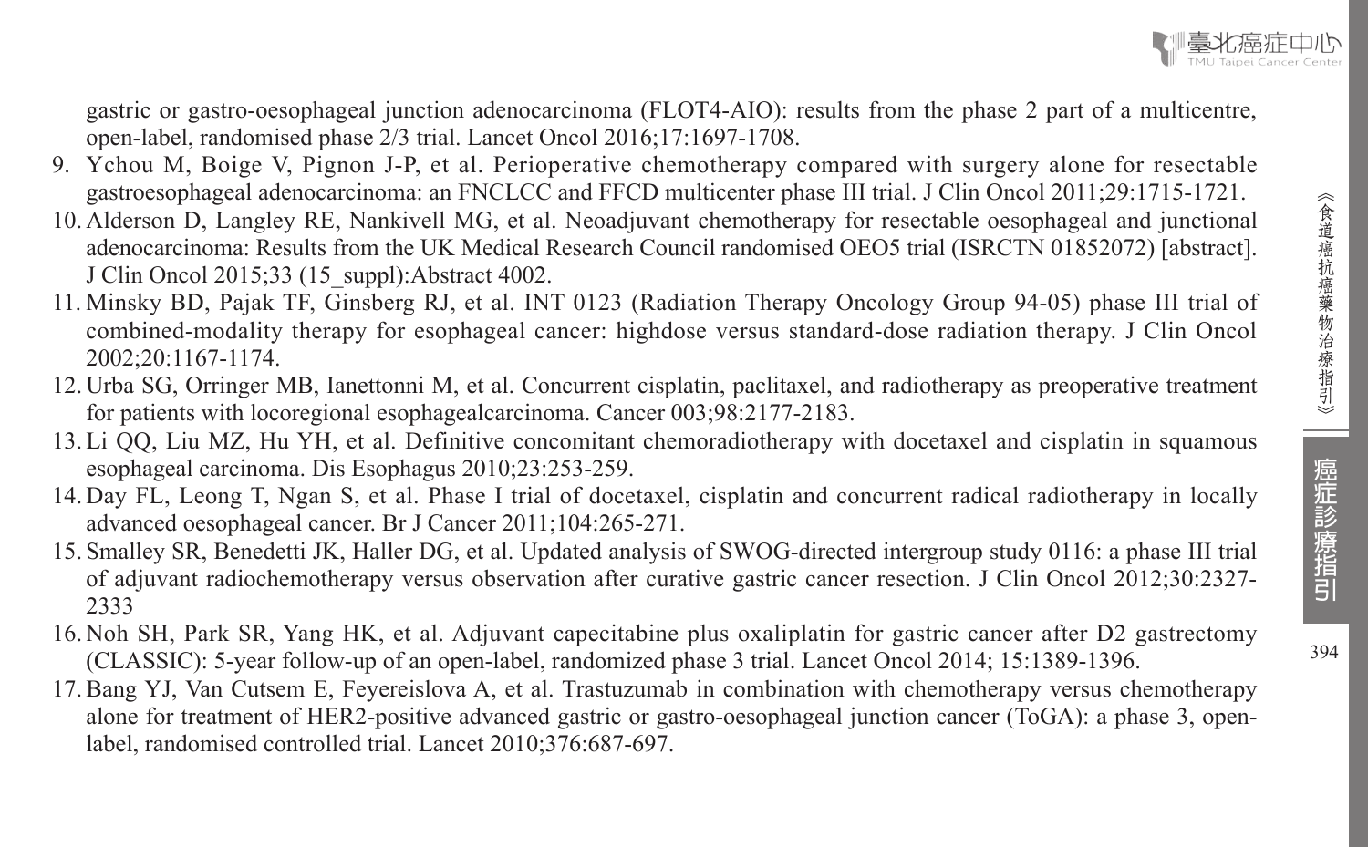gastric or gastro-oesophageal junction adenocarcinoma (FLOT4-AIO): results from the phase 2 part of a multicentre, open-label, randomised phase 2/3 trial. Lancet Oncol 2016;17:1697-1708.

9. Ychou M, Boige V, Pignon J-P, et al. Perioperative chemotherapy compared with surgery alone for resectable gastroesophageal adenocarcinoma: an FNCLCC and FFCD multicenter phase III trial. J Clin Oncol 2011;29:1715-1721.
10. Alderson D, Langley RE, Nankivell MG, et al. Neoadjuvant chemotherapy for resectable oesophageal and junctional adenocarcinoma: Results from the UK Medical Research Council randomised OEO5 trial (ISRCTN 01852072) [abstract]. J Clin Oncol 2015;33 (15_suppl):Abstract 4002.
11. Minsky BD, Pajak TF, Ginsberg RJ, et al. INT 0123 (Radiation Therapy Oncology Group 94-05) phase III trial of combined-modality therapy for esophageal cancer: highdose versus standard-dose radiation therapy. J Clin Oncol 2002;20:1167-1174.
12. Urba SG, Orringer MB, Ianettonni M, et al. Concurrent cisplatin, paclitaxel, and radiotherapy as preoperative treatment for patients with locoregional esophagealcarcinoma. Cancer 003;98:2177-2183.
13. Li QQ, Liu MZ, Hu YH, et al. Definitive concomitant chemoradiotherapy with docetaxel and cisplatin in squamous esophageal carcinoma. Dis Esophagus 2010;23:253-259.
14. Day FL, Leong T, Ngan S, et al. Phase I trial of docetaxel, cisplatin and concurrent radical radiotherapy in locally advanced oesophageal cancer. Br J Cancer 2011;104:265-271.
15. Smalley SR, Benedetti JK, Haller DG, et al. Updated analysis of SWOG-directed intergroup study 0116: a phase III trial of adjuvant radiochemotherapy versus observation after curative gastric cancer resection. J Clin Oncol 2012;30:2327-2333
16. Noh SH, Park SR, Yang HK, et al. Adjuvant capecitabine plus oxaliplatin for gastric cancer after D2 gastrectomy (CLASSIC): 5-year follow-up of an open-label, randomized phase 3 trial. Lancet Oncol 2014; 15:1389-1396.
17. Bang YJ, Van Cutsem E, Feyereislova A, et al. Trastuzumab in combination with chemotherapy versus chemotherapy alone for treatment of HER2-positive advanced gastric or gastro-oesophageal junction cancer (ToGA): a phase 3, open-label, randomised controlled trial. Lancet 2010;376:687-697.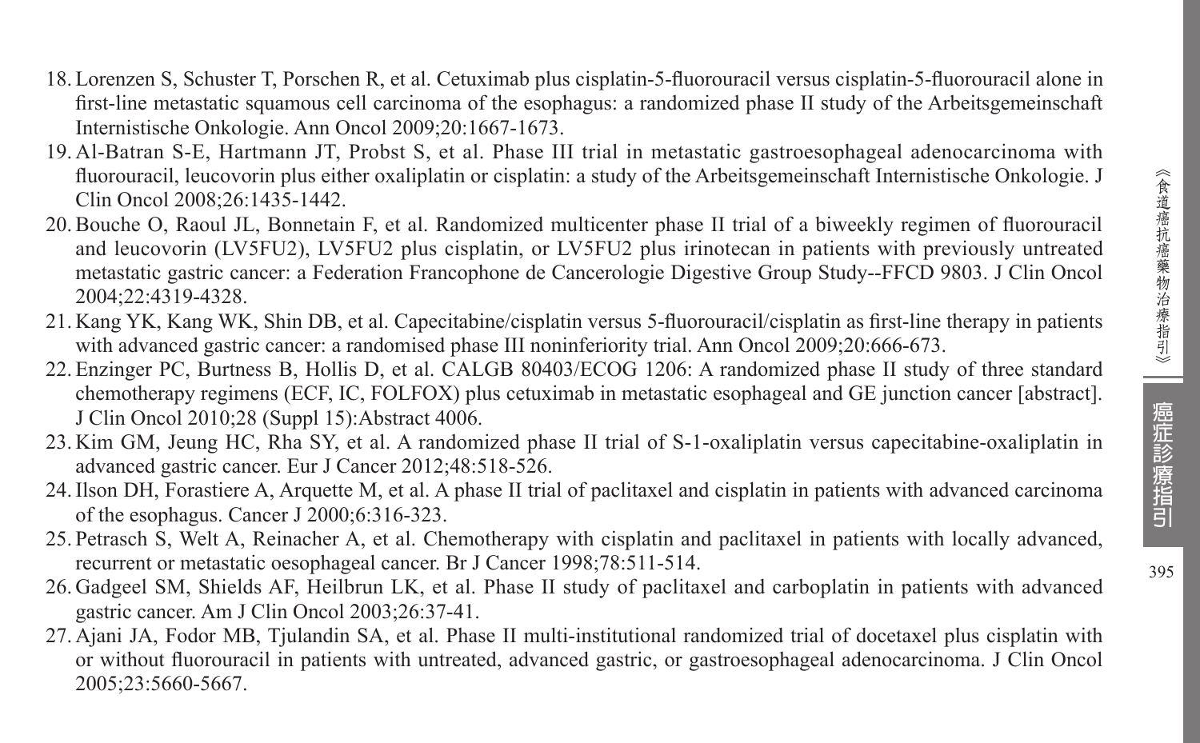18. Lorenzen S, Schuster T, Porschen R, et al. Cetuximab plus cisplatin-5-fluorouracil versus cisplatin-5-fluorouracil alone in first-line metastatic squamous cell carcinoma of the esophagus: a randomized phase II study of the Arbeitsgemeinschaft Internistische Onkologie. Ann Oncol 2009;20:1667-1673.
19. Al-Batran S-E, Hartmann JT, Probst S, et al. Phase III trial in metastatic gastroesophageal adenocarcinoma with fluorouracil, leucovorin plus either oxaliplatin or cisplatin: a study of the Arbeitsgemeinschaft Internistische Onkologie. J Clin Oncol 2008;26:1435-1442.
20. Bouche O, Raoul JL, Bonnetain F, et al. Randomized multicenter phase II trial of a biweekly regimen of fluorouracil and leucovorin (LV5FU2), LV5FU2 plus cisplatin, or LV5FU2 plus irinotecan in patients with previously untreated metastatic gastric cancer: a Federation Francophone de Cancerologie Digestive Group Study--FFCD 9803. J Clin Oncol 2004;22:4319-4328.
21. Kang YK, Kang WK, Shin DB, et al. Capecitabine/cisplatin versus 5-fluorouracil/cisplatin as first-line therapy in patients with advanced gastric cancer: a randomised phase III noninferiority trial. Ann Oncol 2009;20:666-673.
22. Enzinger PC, Burtness B, Hollis D, et al. CALGB 80403/ECOG 1206: A randomized phase II study of three standard chemotherapy regimens (ECF, IC, FOLFOX) plus cetuximab in metastatic esophageal and GE junction cancer [abstract]. J Clin Oncol 2010;28 (Suppl 15):Abstract 4006.
23. Kim GM, Jeung HC, Rha SY, et al. A randomized phase II trial of S-1-oxaliplatin versus capecitabine-oxaliplatin in advanced gastric cancer. Eur J Cancer 2012;48:518-526.
24. Ilson DH, Forastiere A, Arquette M, et al. A phase II trial of paclitaxel and cisplatin in patients with advanced carcinoma of the esophagus. Cancer J 2000;6:316-323.
25. Petrasch S, Welt A, Reinacher A, et al. Chemotherapy with cisplatin and paclitaxel in patients with locally advanced, recurrent or metastatic oesophageal cancer. Br J Cancer 1998;78:511-514.
26. Gadgeel SM, Shields AF, Heilbrun LK, et al. Phase II study of paclitaxel and carboplatin in patients with advanced gastric cancer. Am J Clin Oncol 2003;26:37-41.
27. Ajani JA, Fodor MB, Tjulandin SA, et al. Phase II multi-institutional randomized trial of docetaxel plus cisplatin with or without fluorouracil in patients with untreated, advanced gastric, or gastroesophageal adenocarcinoma. J Clin Oncol 2005;23:5660-5667.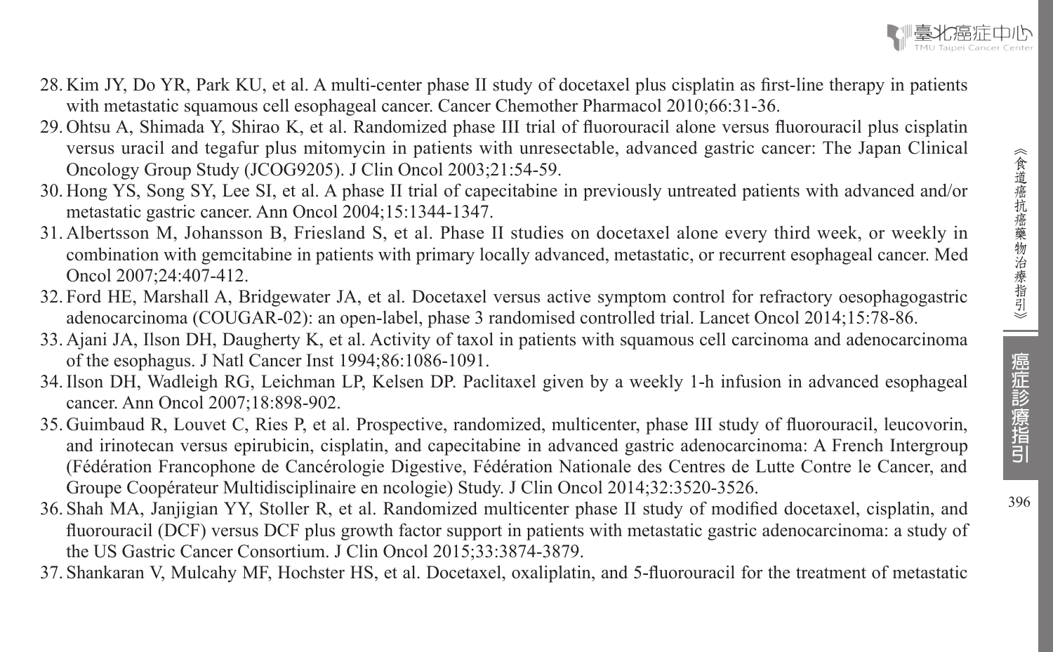28. Kim JY, Do YR, Park KU, et al. A multi-center phase II study of docetaxel plus cisplatin as first-line therapy in patients with metastatic squamous cell esophageal cancer. Cancer Chemother Pharmacol 2010;66:31-36.
29. Ohtsu A, Shimada Y, Shirao K, et al. Randomized phase III trial of fluorouracil alone versus fluorouracil plus cisplatin versus uracil and tegafur plus mitomycin in patients with unresectable, advanced gastric cancer: The Japan Clinical Oncology Group Study (JCOG9205). J Clin Oncol 2003;21:54-59.
30. Hong YS, Song SY, Lee SI, et al. A phase II trial of capecitabine in previously untreated patients with advanced and/or metastatic gastric cancer. Ann Oncol 2004;15:1344-1347.
31. Albertsson M, Johansson B, Friesland S, et al. Phase II studies on docetaxel alone every third week, or weekly in combination with gemcitabine in patients with primary locally advanced, metastatic, or recurrent esophageal cancer. Med Oncol 2007;24:407-412.
32. Ford HE, Marshall A, Bridgewater JA, et al. Docetaxel versus active symptom control for refractory oesophagogastric adenocarcinoma (COUGAR-02): an open-label, phase 3 randomised controlled trial. Lancet Oncol 2014;15:78-86.
33. Ajani JA, Ilson DH, Daugherty K, et al. Activity of taxol in patients with squamous cell carcinoma and adenocarcinoma of the esophagus. J Natl Cancer Inst 1994;86:1086-1091.
34. Ilson DH, Wadleigh RG, Leichman LP, Kelsen DP. Paclitaxel given by a weekly 1-h infusion in advanced esophageal cancer. Ann Oncol 2007;18:898-902.
35. Guimbaud R, Louvet C, Ries P, et al. Prospective, randomized, multicenter, phase III study of fluorouracil, leucovorin, and irinotecan versus epirubicin, cisplatin, and capecitabine in advanced gastric adenocarcinoma: A French Intergroup (Fédération Francophone de Cancérologie Digestive, Fédération Nationale des Centres de Lutte Contre le Cancer, and Groupe Coopérateur Multidisciplinaire en ncologie) Study. J Clin Oncol 2014;32:3520-3526.
36. Shah MA, Janjigian YY, Stoller R, et al. Randomized multicenter phase II study of modified docetaxel, cisplatin, and fluorouracil (DCF) versus DCF plus growth factor support in patients with metastatic gastric adenocarcinoma: a study of the US Gastric Cancer Consortium. J Clin Oncol 2015;33:3874-3879.
37. Shankaran V, Mulcahy MF, Hochster HS, et al. Docetaxel, oxaliplatin, and 5-fluorouracil for the treatment of metastatic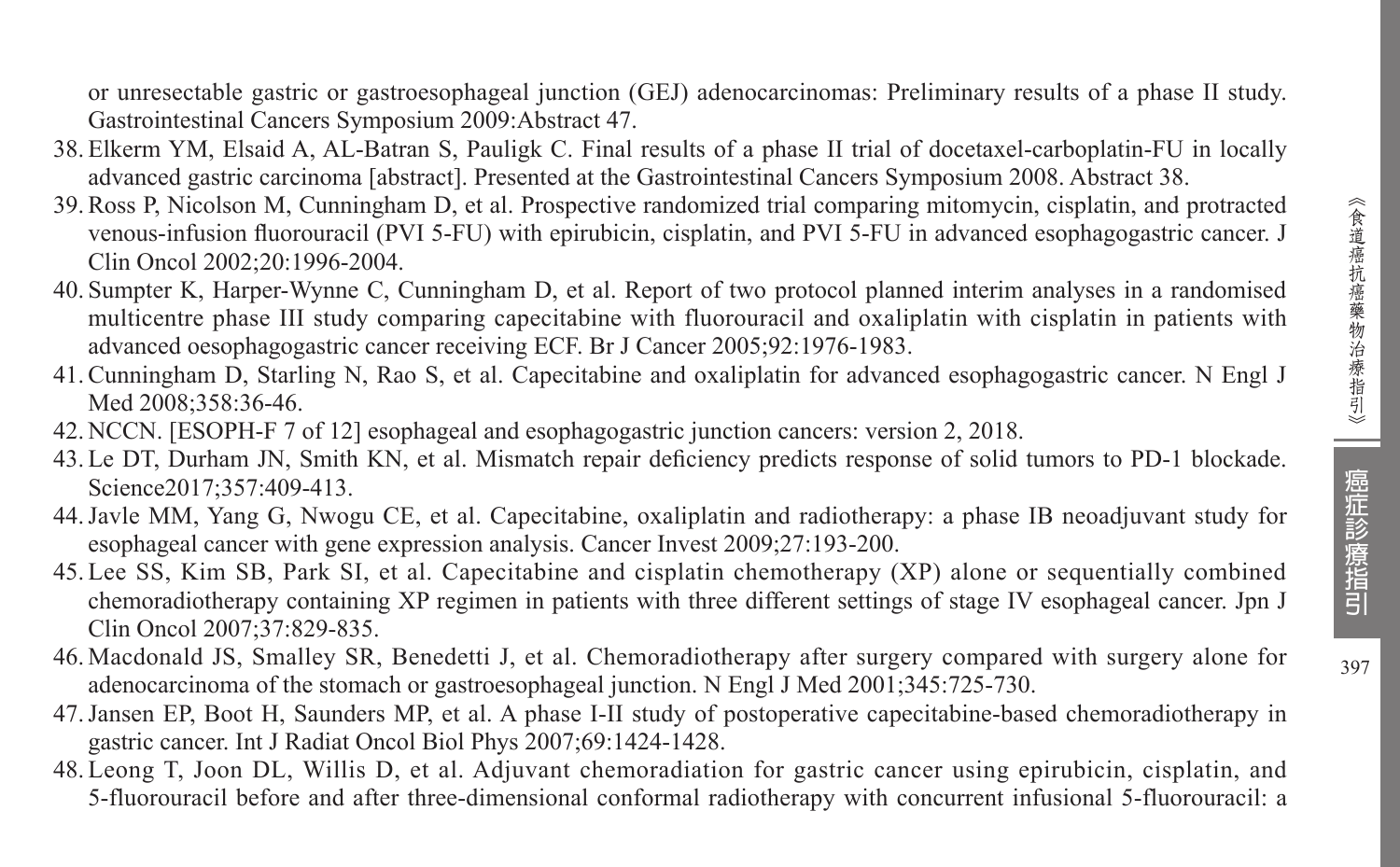or unresectable gastric or gastroesophageal junction (GEJ) adenocarcinomas: Preliminary results of a phase II study. Gastrointestinal Cancers Symposium 2009:Abstract 47.

38. Elkerm YM, Elsaid A, AL-Batran S, Pauligk C. Final results of a phase II trial of docetaxel-carboplatin-FU in locally advanced gastric carcinoma [abstract]. Presented at the Gastrointestinal Cancers Symposium 2008. Abstract 38.
39. Ross P, Nicolson M, Cunningham D, et al. Prospective randomized trial comparing mitomycin, cisplatin, and protracted venous-infusion fluorouracil (PVI 5-FU) with epirubicin, cisplatin, and PVI 5-FU in advanced esophagogastric cancer. J Clin Oncol 2002;20:1996-2004.
40. Sumpter K, Harper-Wynne C, Cunningham D, et al. Report of two protocol planned interim analyses in a randomised multicentre phase III study comparing capecitabine with fluorouracil and oxaliplatin with cisplatin in patients with advanced oesophagogastric cancer receiving ECF. Br J Cancer 2005;92:1976-1983.
41. Cunningham D, Starling N, Rao S, et al. Capecitabine and oxaliplatin for advanced esophagogastric cancer. N Engl J Med 2008;358:36-46.
42. NCCN. [ESOPH-F 7 of 12] esophageal and esophagogastric junction cancers: version 2, 2018.
43. Le DT, Durham JN, Smith KN, et al. Mismatch repair deficiency predicts response of solid tumors to PD-1 blockade. Science2017;357:409-413.
44. Javle MM, Yang G, Nwogu CE, et al. Capecitabine, oxaliplatin and radiotherapy: a phase IB neoadjuvant study for esophageal cancer with gene expression analysis. Cancer Invest 2009;27:193-200.
45. Lee SS, Kim SB, Park SI, et al. Capecitabine and cisplatin chemotherapy (XP) alone or sequentially combined chemoradiotherapy containing XP regimen in patients with three different settings of stage IV esophageal cancer. Jpn J Clin Oncol 2007;37:829-835.
46. Macdonald JS, Smalley SR, Benedetti J, et al. Chemoradiotherapy after surgery compared with surgery alone for adenocarcinoma of the stomach or gastroesophageal junction. N Engl J Med 2001;345:725-730.
47. Jansen EP, Boot H, Saunders MP, et al. A phase I-II study of postoperative capecitabine-based chemoradiotherapy in gastric cancer. Int J Radiat Oncol Biol Phys 2007;69:1424-1428.
48. Leong T, Joon DL, Willis D, et al. Adjuvant chemoradiation for gastric cancer using epirubicin, cisplatin, and 5-fluorouracil before and after three-dimensional conformal radiotherapy with concurrent infusional 5-fluorouracil: a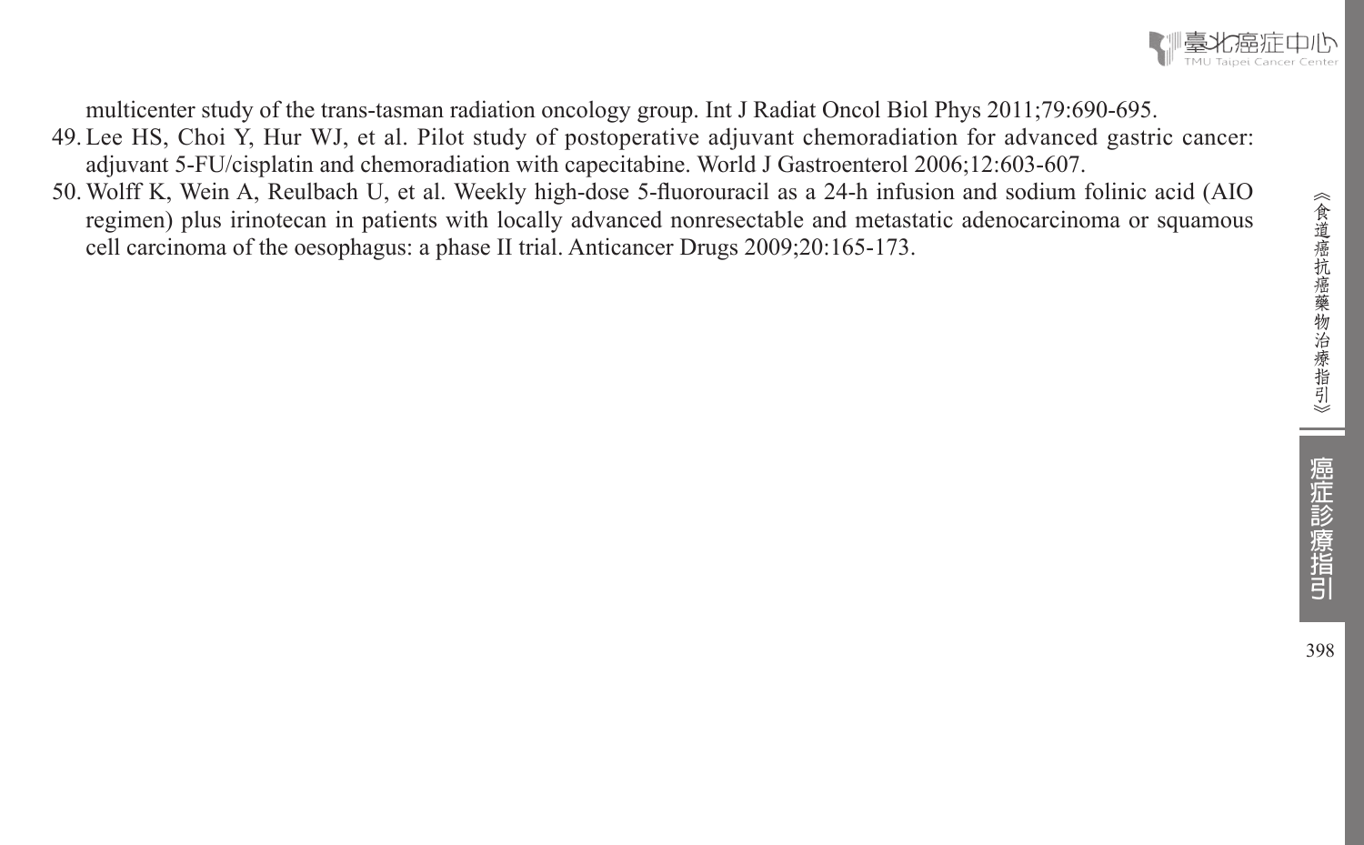multicenter study of the trans-tasman radiation oncology group. Int J Radiat Oncol Biol Phys 2011;79:690-695.

49. Lee HS, Choi Y, Hur WJ, et al. Pilot study of postoperative adjuvant chemoradiation for advanced gastric cancer: adjuvant 5-FU/cisplatin and chemoradiation with capecitabine. World J Gastroenterol 2006;12:603-607.
50. Wolff K, Wein A, Reulbach U, et al. Weekly high-dose 5-fluorouracil as a 24-h infusion and sodium folinic acid (AIO regimen) plus irinotecan in patients with locally advanced nonresectable and metastatic adenocarcinoma or squamous cell carcinoma of the oesophagus: a phase II trial. Anticancer Drugs 2009;20:165-173.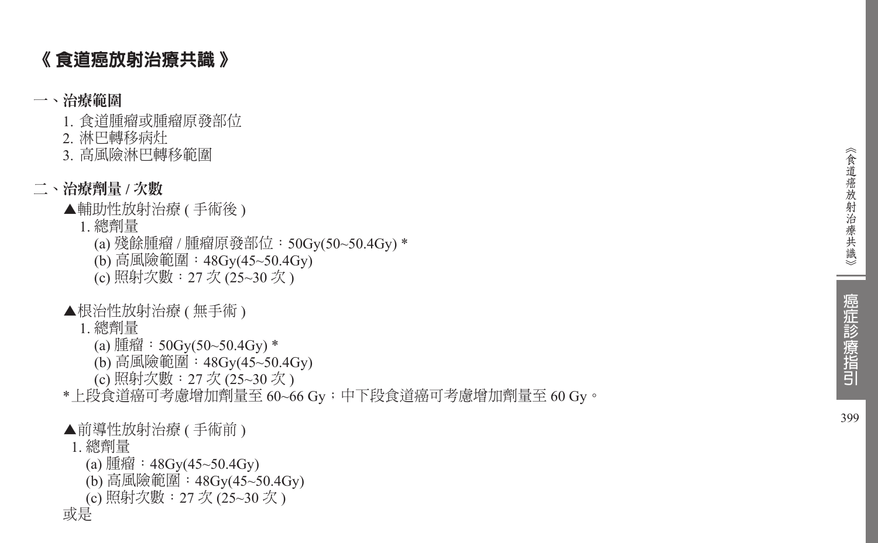# 《 食道癌放射治療共識 》

## 一、治療範圍

1. 食道腫瘤或腫瘤原發部位
2. 淋巴轉移病灶
3. 高風險淋巴轉移範圍

## 二、治療劑量 / 次數

▲輔助性放射治療 ( 手術後 )

1. 總劑量
   - (a) 殘餘腫瘤 / 腫瘤原發部位：50Gy(50~50.4Gy) *
   - (b) 高風險範圍：48Gy(45~50.4Gy)
   - (c) 照射次數：27 次 (25~30 次 )

▲根治性放射治療 ( 無手術 )

1. 總劑量
   - (a) 腫瘤：50Gy(50~50.4Gy) *
   - (b) 高風險範圍：48Gy(45~50.4Gy)
   - (c) 照射次數：27 次 (25~30 次 )

* 上段食道癌可考慮增加劑量至 60~66 Gy；中下段食道癌可考慮增加劑量至 60 Gy。

▲前導性放射治療 ( 手術前 )

1. 總劑量
   - (a) 腫瘤：48Gy(45~50.4Gy)
   - (b) 高風險範圍：48Gy(45~50.4Gy)
   - (c) 照射次數：27 次 (25~30 次 )

或是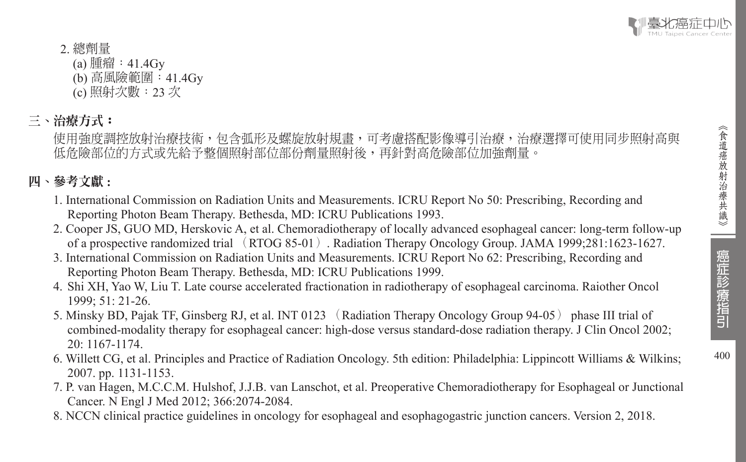2. 總劑量
   (a) 腫瘤：41.4Gy
   (b) 高風險範圍：41.4Gy
   (c) 照射次數：23 次

## 三、治療方式：

使用強度調控放射治療技術，包含弧形及螺旋放射規畫，可考慮搭配影像導引治療，治療選擇可使用同步照射高與低危險部位的方式或先給予整個照射部位部份劑量照射後，再針對高危險部位加強劑量。

## 四、參考文獻：

1. International Commission on Radiation Units and Measurements. ICRU Report No 50: Prescribing, Recording and Reporting Photon Beam Therapy. Bethesda, MD: ICRU Publications 1993.
2. Cooper JS, GUO MD, Herskovic A, et al. Chemoradiotherapy of locally advanced esophageal cancer: long-term follow-up of a prospective randomized trial （RTOG 85-01）. Radiation Therapy Oncology Group. JAMA 1999;281:1623-1627.
3. International Commission on Radiation Units and Measurements. ICRU Report No 62: Prescribing, Recording and Reporting Photon Beam Therapy. Bethesda, MD: ICRU Publications 1999.
4. Shi XH, Yao W, Liu T. Late course accelerated fractionation in radiotherapy of esophageal carcinoma. Raiother Oncol 1999; 51: 21-26.
5. Minsky BD, Pajak TF, Ginsberg RJ, et al. INT 0123 （Radiation Therapy Oncology Group 94-05） phase III trial of combined-modality therapy for esophageal cancer: high-dose versus standard-dose radiation therapy. J Clin Oncol 2002; 20: 1167-1174.
6. Willett CG, et al. Principles and Practice of Radiation Oncology. 5th edition: Philadelphia: Lippincott Williams & Wilkins; 2007. pp. 1131-1153.
7. P. van Hagen, M.C.C.M. Hulshof, J.J.B. van Lanschot, et al. Preoperative Chemoradiotherapy for Esophageal or Junctional Cancer. N Engl J Med 2012; 366:2074-2084.
8. NCCN clinical practice guidelines in oncology for esophageal and esophagogastric junction cancers. Version 2, 2018.